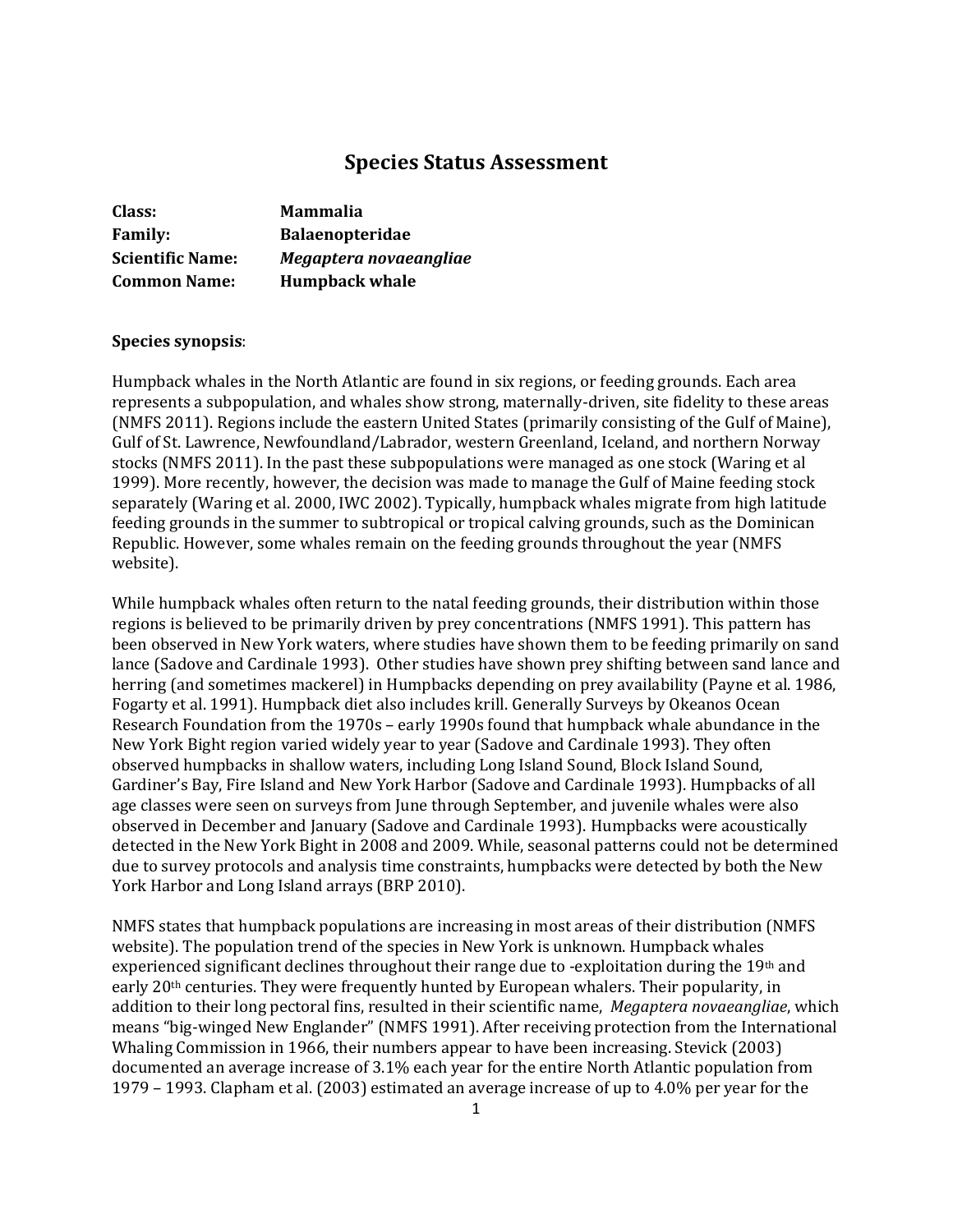# Species Status Assessment

| | |
|---|---|
| **Class:** | **Mammalia** |
| **Family:** | **Balaenopteridae** |
| **Scientific Name:** | ***Megaptera novaeangliae*** |
| **Common Name:** | **Humpback whale** |

**Species synopsis**:

Humpback whales in the North Atlantic are found in six regions, or feeding grounds. Each area represents a subpopulation, and whales show strong, maternally-driven, site fidelity to these areas (NMFS 2011). Regions include the eastern United States (primarily consisting of the Gulf of Maine), Gulf of St. Lawrence, Newfoundland/Labrador, western Greenland, Iceland, and northern Norway stocks (NMFS 2011). In the past these subpopulations were managed as one stock (Waring et al 1999). More recently, however, the decision was made to manage the Gulf of Maine feeding stock separately (Waring et al. 2000, IWC 2002). Typically, humpback whales migrate from high latitude feeding grounds in the summer to subtropical or tropical calving grounds, such as the Dominican Republic. However, some whales remain on the feeding grounds throughout the year (NMFS website).

While humpback whales often return to the natal feeding grounds, their distribution within those regions is believed to be primarily driven by prey concentrations (NMFS 1991). This pattern has been observed in New York waters, where studies have shown them to be feeding primarily on sand lance (Sadove and Cardinale 1993). Other studies have shown prey shifting between sand lance and herring (and sometimes mackerel) in Humpbacks depending on prey availability (Payne et al. 1986, Fogarty et al. 1991). Humpback diet also includes krill. Generally Surveys by Okeanos Ocean Research Foundation from the 1970s – early 1990s found that humpback whale abundance in the New York Bight region varied widely year to year (Sadove and Cardinale 1993). They often observed humpbacks in shallow waters, including Long Island Sound, Block Island Sound, Gardiner's Bay, Fire Island and New York Harbor (Sadove and Cardinale 1993). Humpbacks of all age classes were seen on surveys from June through September, and juvenile whales were also observed in December and January (Sadove and Cardinale 1993). Humpbacks were acoustically detected in the New York Bight in 2008 and 2009. While, seasonal patterns could not be determined due to survey protocols and analysis time constraints, humpbacks were detected by both the New York Harbor and Long Island arrays (BRP 2010).

NMFS states that humpback populations are increasing in most areas of their distribution (NMFS website). The population trend of the species in New York is unknown. Humpback whales experienced significant declines throughout their range due to -exploitation during the 19th and early 20th centuries. They were frequently hunted by European whalers. Their popularity, in addition to their long pectoral fins, resulted in their scientific name, *Megaptera novaeangliae*, which means "big-winged New Englander" (NMFS 1991). After receiving protection from the International Whaling Commission in 1966, their numbers appear to have been increasing. Stevick (2003) documented an average increase of 3.1% each year for the entire North Atlantic population from 1979 – 1993. Clapham et al. (2003) estimated an average increase of up to 4.0% per year for the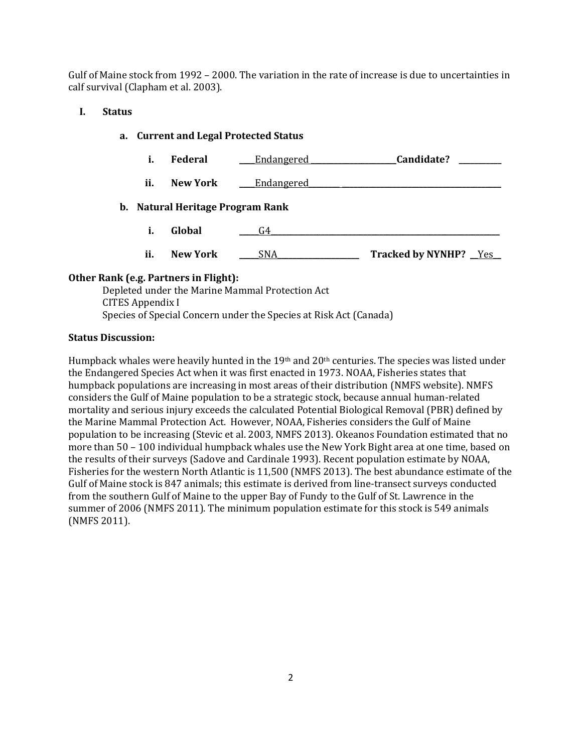Gulf of Maine stock from 1992 – 2000. The variation in the rate of increase is due to uncertainties in calf survival (Clapham et al. 2003).

## I. Status

### a. Current and Legal Protected Status

i. **Federal** ____Endangered ____________________ **Candidate?** __________

ii. **New York** ____Endangered________ ______________________________________

### b. Natural Heritage Program Rank

i. **Global** _____G4___________________________________________________________

ii. **New York** _____SNA____________________ **Tracked by NYNHP?** __Yes__

**Other Rank (e.g. Partners in Flight):**

Depleted under the Marine Mammal Protection Act
CITES Appendix I
Species of Special Concern under the Species at Risk Act (Canada)

**Status Discussion:**

Humpback whales were heavily hunted in the 19th and 20th centuries. The species was listed under the Endangered Species Act when it was first enacted in 1973. NOAA, Fisheries states that humpback populations are increasing in most areas of their distribution (NMFS website). NMFS considers the Gulf of Maine population to be a strategic stock, because annual human-related mortality and serious injury exceeds the calculated Potential Biological Removal (PBR) defined by the Marine Mammal Protection Act. However, NOAA, Fisheries considers the Gulf of Maine population to be increasing (Stevic et al. 2003, NMFS 2013). Okeanos Foundation estimated that no more than 50 – 100 individual humpback whales use the New York Bight area at one time, based on the results of their surveys (Sadove and Cardinale 1993). Recent population estimate by NOAA, Fisheries for the western North Atlantic is 11,500 (NMFS 2013). The best abundance estimate of the Gulf of Maine stock is 847 animals; this estimate is derived from line-transect surveys conducted from the southern Gulf of Maine to the upper Bay of Fundy to the Gulf of St. Lawrence in the summer of 2006 (NMFS 2011). The minimum population estimate for this stock is 549 animals (NMFS 2011).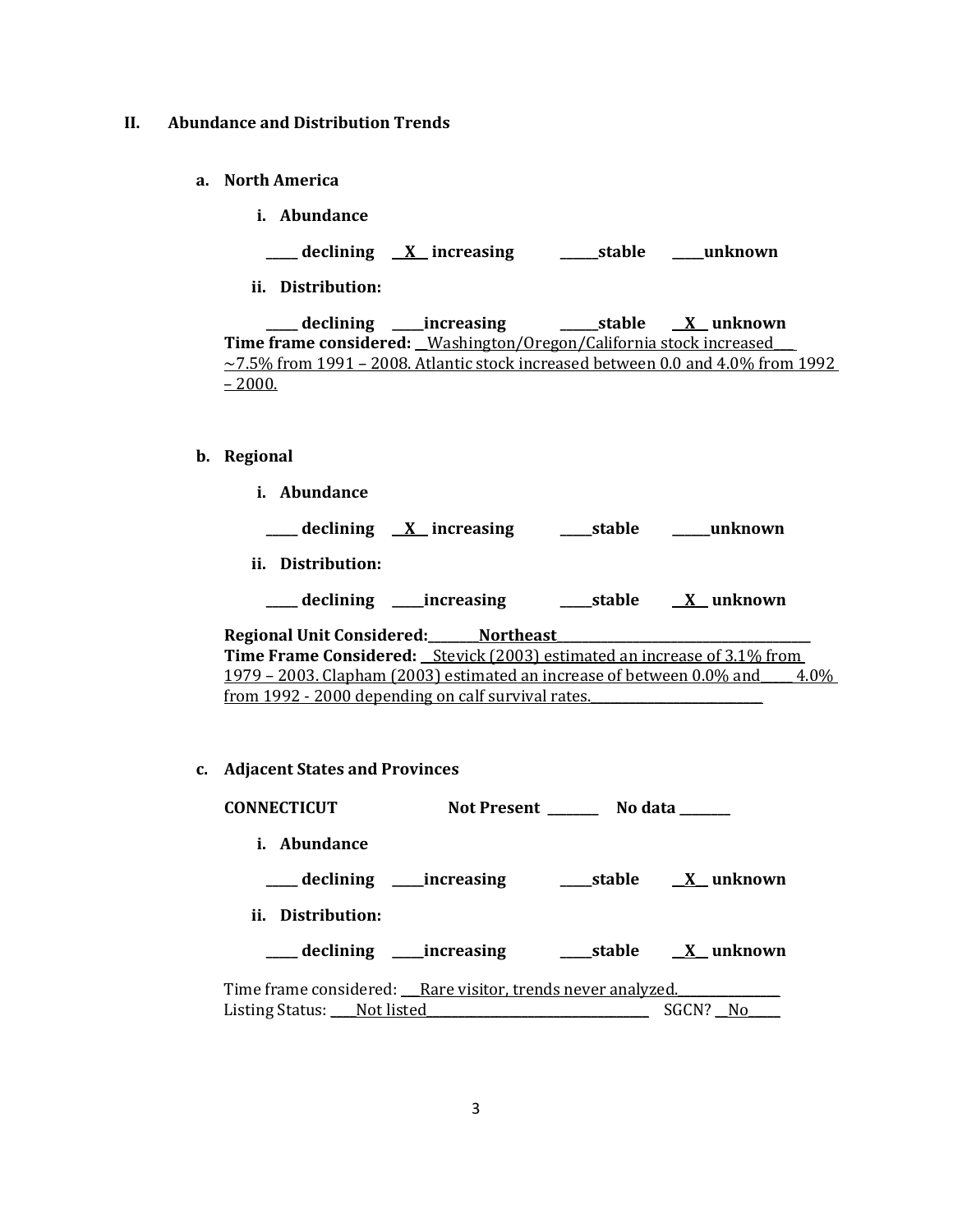## II. Abundance and Distribution Trends

### a. North America

**i. Abundance**

**_____ declining __X__ increasing ______stable _____unknown**

**ii. Distribution:**

**_____ declining _____increasing ______stable __X__ unknown**

**Time frame considered:** __Washington/Oregon/California stock increased___ ~7.5% from 1991 – 2008. Atlantic stock increased between 0.0 and 4.0% from 1992 – 2000.

### b. Regional

**i. Abundance**

**_____ declining __X__ increasing _____stable ______unknown**

**ii. Distribution:**

**_____ declining _____increasing _____stable __X__ unknown**

**Regional Unit Considered:**________Northeast________________________________________

**Time Frame Considered:** __Stevick (2003) estimated an increase of 3.1% from 1979 – 2003. Clapham (2003) estimated an increase of between 0.0% and_____ 4.0% from 1992 - 2000 depending on calf survival rates.___________________________

### c. Adjacent States and Provinces

**CONNECTICUT** **Not Present ________ No data ________**

**i. Abundance**

**_____ declining _____increasing _____stable __X__ unknown**

**ii. Distribution:**

**_____ declining _____increasing _____stable __X__ unknown**

Time frame considered: ___Rare visitor, trends never analyzed.________________
Listing Status: ____Not listed___________________________________ SGCN? __No_____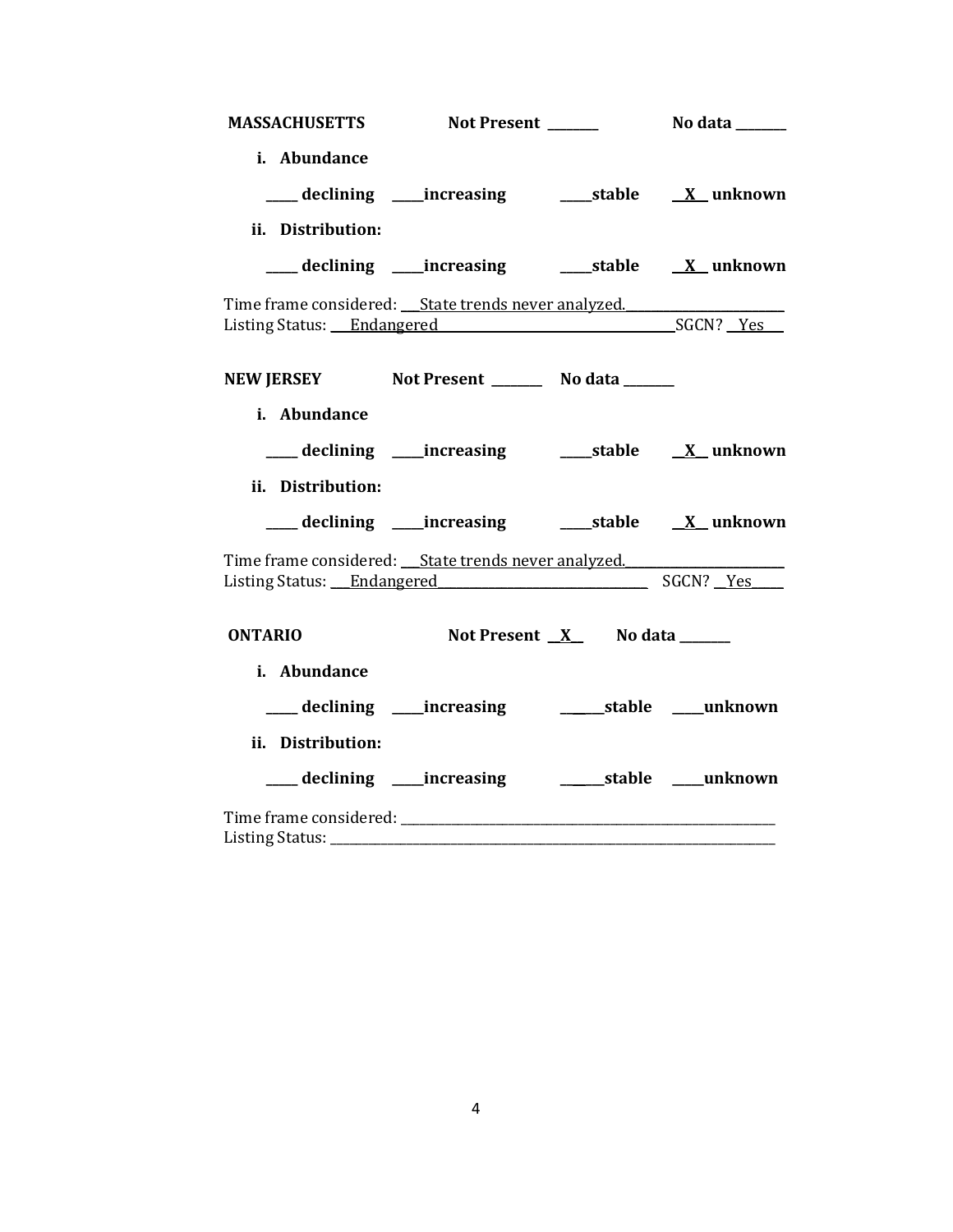**MASSACHUSETTS** Not Present ________ No data ________

**i. Abundance**

**_____ declining _____increasing _____stable __X__ unknown**

**ii. Distribution:**

**_____ declining _____increasing _____stable __X__ unknown**

Time frame considered: ___State trends never analyzed.________________________

Listing Status: ___Endangered_____________________________________SGCN? __Yes___

**NEW JERSEY** Not Present ________ No data ________

**i. Abundance**

**_____ declining _____increasing _____stable __X__ unknown**

**ii. Distribution:**

**_____ declining _____increasing _____stable __X__ unknown**

Time frame considered: ___State trends never analyzed.________________________

Listing Status: ___Endangered_______________________________ SGCN? __Yes_____

**ONTARIO** Not Present __X__ No data ________

**i. Abundance**

**_____ declining _____increasing _______stable _____unknown**

**ii. Distribution:**

**_____ declining _____increasing _______stable _____unknown**

Time frame considered: ____________________________________________________________

Listing Status: ____________________________________________________________________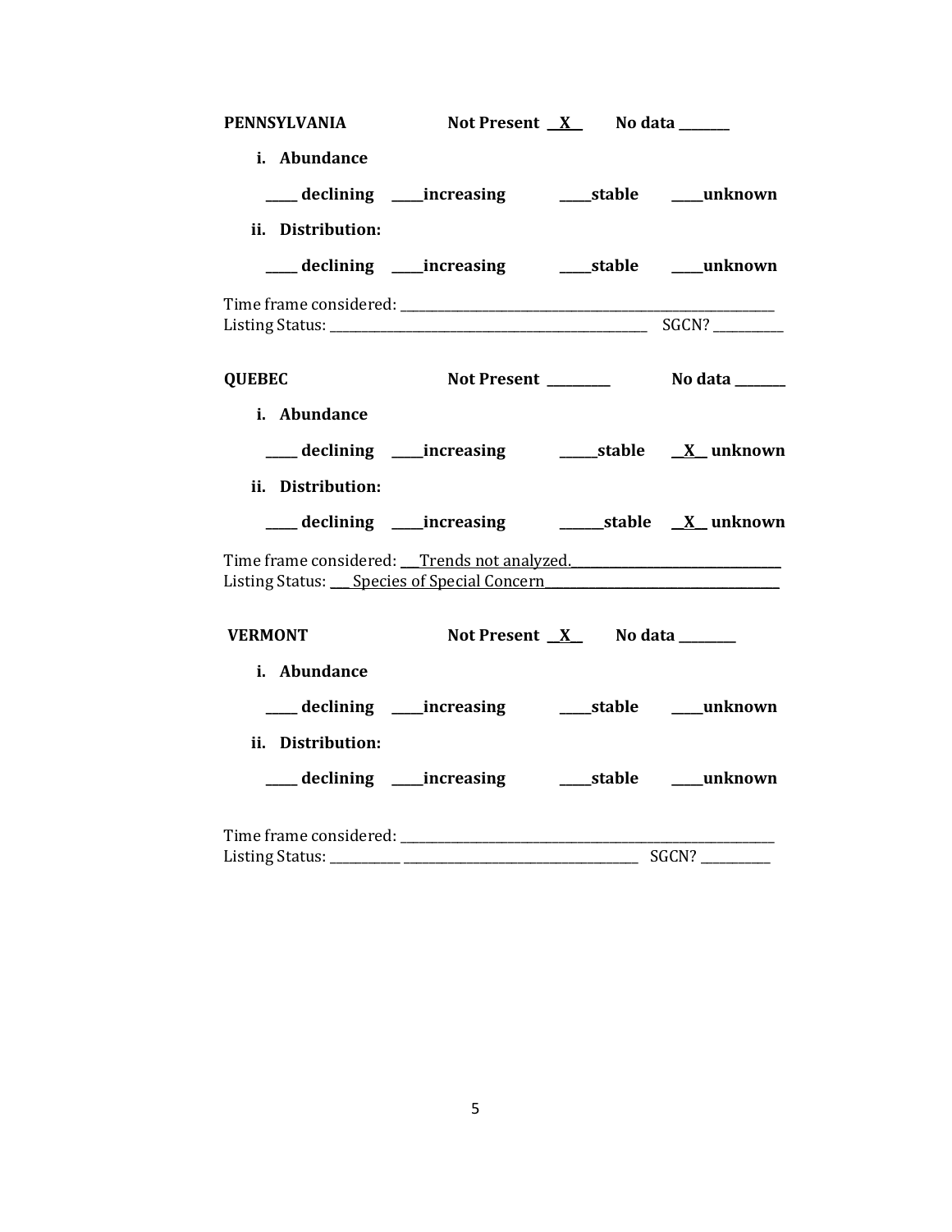**PENNSYLVANIA** Not Present __X__ No data _______

**i. Abundance**

**____ declining ____increasing ____stable ____unknown**

**ii. Distribution:**

**____ declining ____increasing ____stable ____unknown**

Time frame considered: ___________________________________________________
Listing Status: ___________________________________________ SGCN? _________

**QUEBEC** Not Present ________ No data _______

**i. Abundance**

**____ declining ____increasing _____stable __X__ unknown**

**ii. Distribution:**

**____ declining ____increasing ______stable __X__ unknown**

Time frame considered: ___Trends not analyzed.______________________________
Listing Status: ___ Species of Special Concern___________________________________

**VERMONT** Not Present __X__ No data ________

**i. Abundance**

**____ declining ____increasing ____stable ____unknown**

**ii. Distribution:**

**____ declining ____increasing ____stable ____unknown**

Time frame considered: ___________________________________________________
Listing Status: __________ ________________________________ SGCN? _________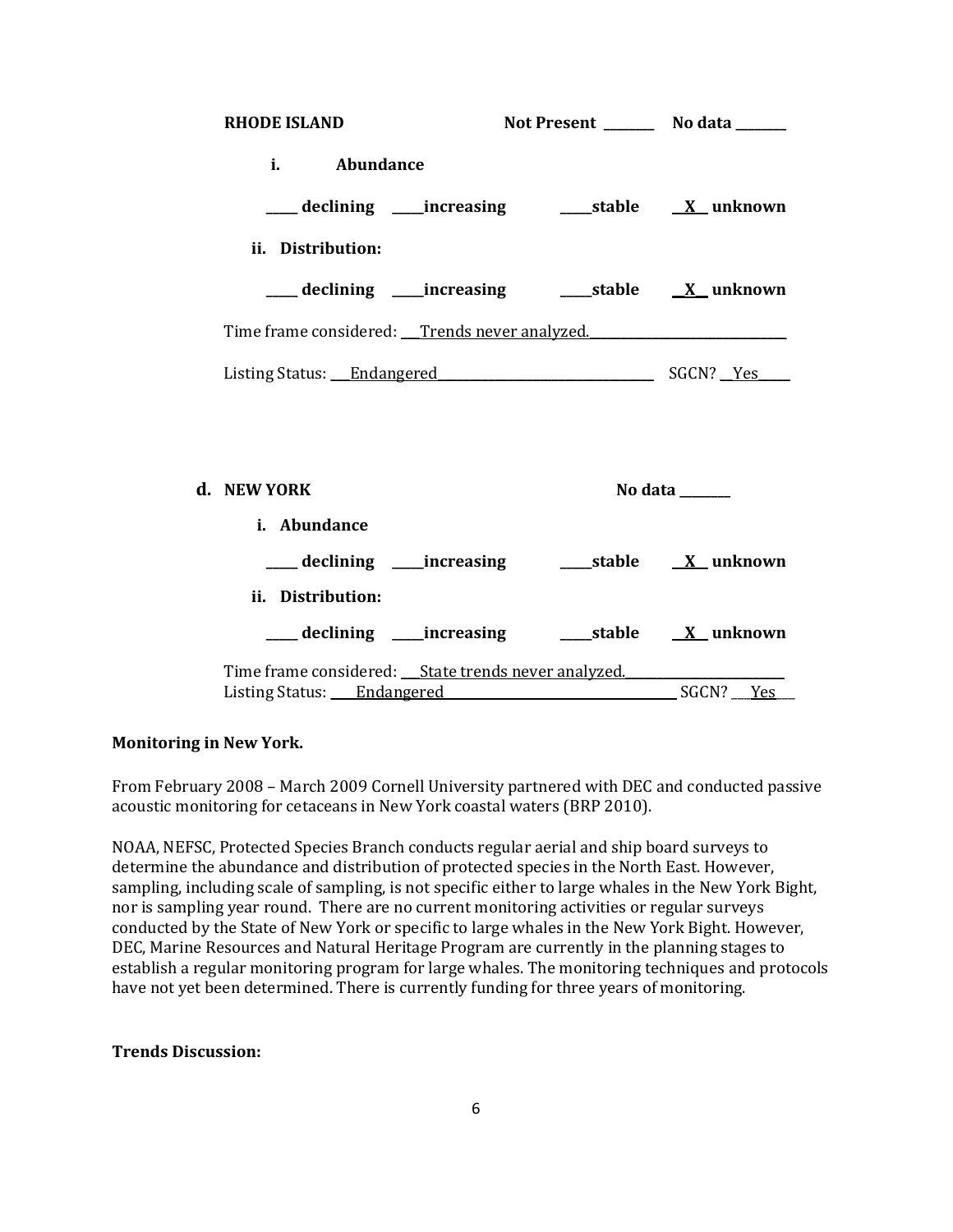**RHODE ISLAND** **Not Present \_\_\_\_\_\_\_\_ No data \_\_\_\_\_\_\_\_**

**i. Abundance**

**\_\_\_\_\_ declining \_\_\_\_\_increasing \_\_\_\_\_stable \_\_X\_\_ unknown**

**ii. Distribution:**

**\_\_\_\_\_ declining \_\_\_\_\_increasing \_\_\_\_\_stable \_\_X\_\_ unknown**

Time frame considered: \_\_\_Trends never analyzed.\_\_\_\_\_\_\_\_\_\_\_\_\_\_\_\_\_\_\_\_\_\_\_\_\_\_\_\_\_\_\_

Listing Status: \_\_\_Endangered\_\_\_\_\_\_\_\_\_\_\_\_\_\_\_\_\_\_\_\_\_\_\_\_\_\_\_\_\_\_\_\_\_\_\_ SGCN? \_\_Yes\_\_\_\_\_

**d. NEW YORK** **No data \_\_\_\_\_\_\_\_**

**i. Abundance**

**\_\_\_\_\_ declining \_\_\_\_\_increasing \_\_\_\_\_stable \_\_X\_\_ unknown**

**ii. Distribution:**

**\_\_\_\_\_ declining \_\_\_\_\_increasing \_\_\_\_\_stable \_\_X\_\_ unknown**

Time frame considered: \_\_\_State trends never analyzed.\_\_\_\_\_\_\_\_\_\_\_\_\_\_\_\_\_\_\_\_\_\_\_\_\_
Listing Status: \_\_\_\_Endangered\_\_\_\_\_\_\_\_\_\_\_\_\_\_\_\_\_\_\_\_\_\_\_\_\_\_\_\_\_\_\_\_\_\_\_\_\_\_ SGCN? \_\_\_Yes\_\_\_

**Monitoring in New York.**

From February 2008 – March 2009 Cornell University partnered with DEC and conducted passive acoustic monitoring for cetaceans in New York coastal waters (BRP 2010).

NOAA, NEFSC, Protected Species Branch conducts regular aerial and ship board surveys to determine the abundance and distribution of protected species in the North East. However, sampling, including scale of sampling, is not specific either to large whales in the New York Bight, nor is sampling year round. There are no current monitoring activities or regular surveys conducted by the State of New York or specific to large whales in the New York Bight. However, DEC, Marine Resources and Natural Heritage Program are currently in the planning stages to establish a regular monitoring program for large whales. The monitoring techniques and protocols have not yet been determined. There is currently funding for three years of monitoring.

**Trends Discussion:**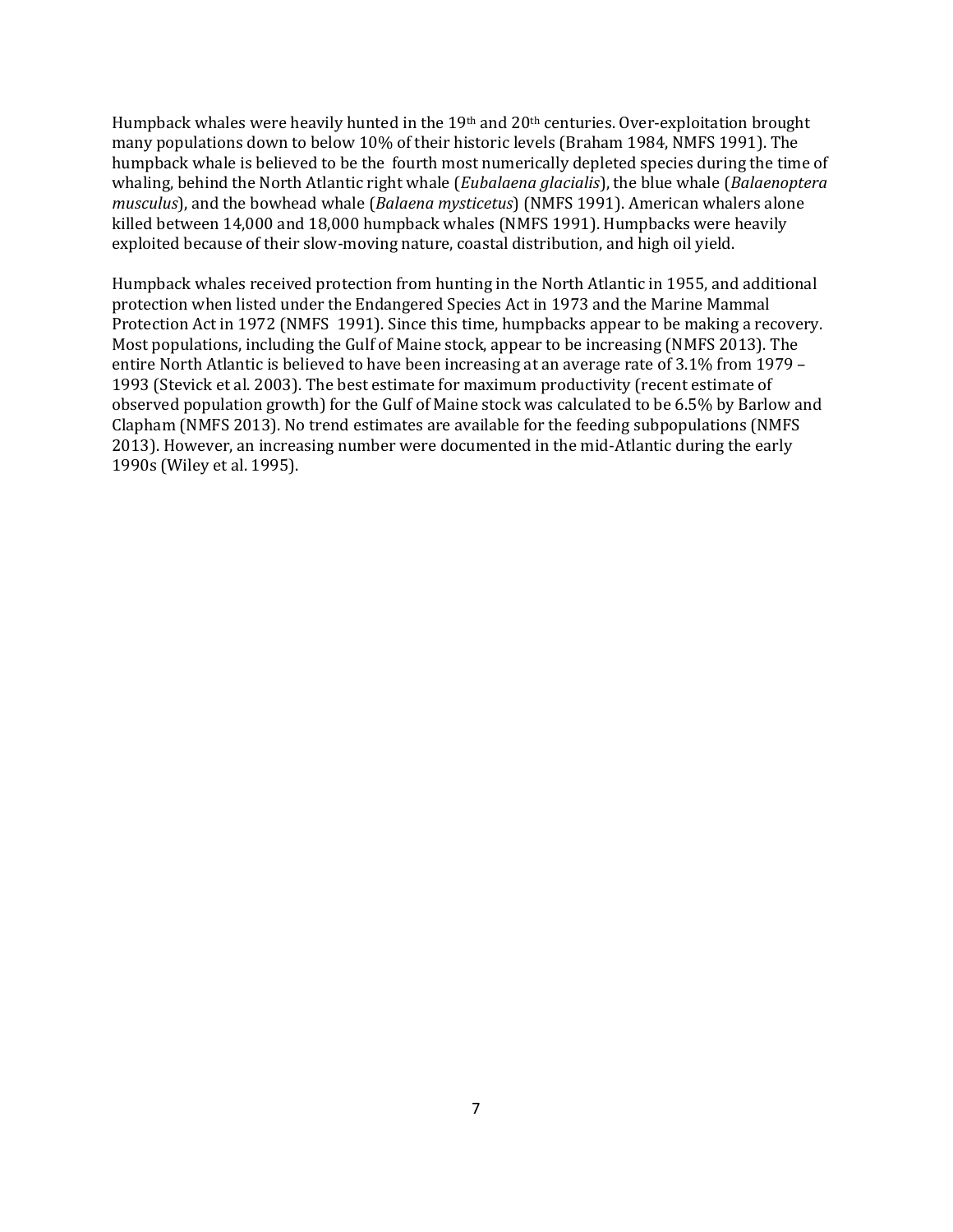Humpback whales were heavily hunted in the 19th and 20th centuries. Over-exploitation brought many populations down to below 10% of their historic levels (Braham 1984, NMFS 1991). The humpback whale is believed to be the fourth most numerically depleted species during the time of whaling, behind the North Atlantic right whale (*Eubalaena glacialis*), the blue whale (*Balaenoptera musculus*), and the bowhead whale (*Balaena mysticetus*) (NMFS 1991). American whalers alone killed between 14,000 and 18,000 humpback whales (NMFS 1991). Humpbacks were heavily exploited because of their slow-moving nature, coastal distribution, and high oil yield.

Humpback whales received protection from hunting in the North Atlantic in 1955, and additional protection when listed under the Endangered Species Act in 1973 and the Marine Mammal Protection Act in 1972 (NMFS 1991). Since this time, humpbacks appear to be making a recovery. Most populations, including the Gulf of Maine stock, appear to be increasing (NMFS 2013). The entire North Atlantic is believed to have been increasing at an average rate of 3.1% from 1979 – 1993 (Stevick et al. 2003). The best estimate for maximum productivity (recent estimate of observed population growth) for the Gulf of Maine stock was calculated to be 6.5% by Barlow and Clapham (NMFS 2013). No trend estimates are available for the feeding subpopulations (NMFS 2013). However, an increasing number were documented in the mid-Atlantic during the early 1990s (Wiley et al. 1995).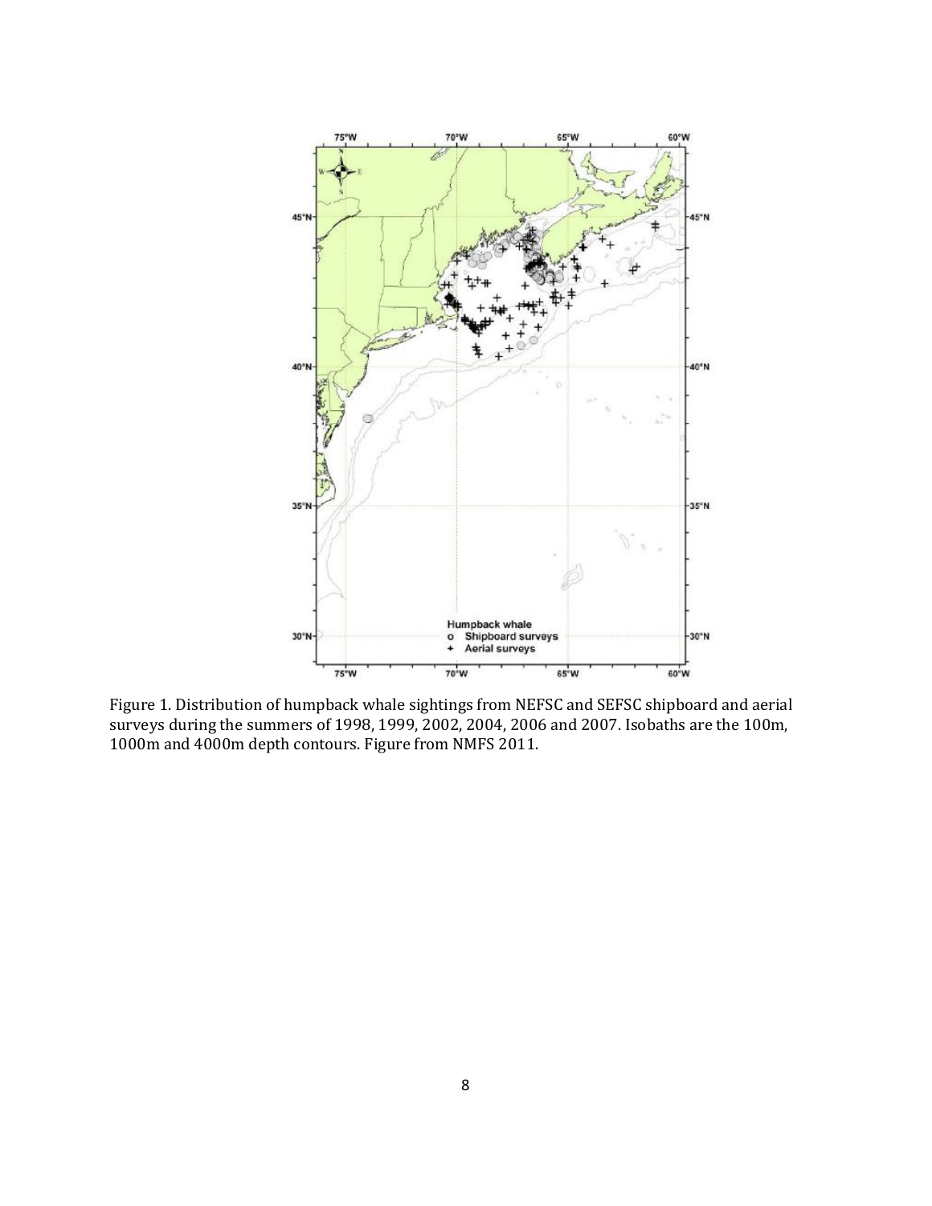Figure 1. Distribution of humpback whale sightings from NEFSC and SEFSC shipboard and aerial surveys during the summers of 1998, 1999, 2002, 2004, 2006 and 2007. Isobaths are the 100m, 1000m and 4000m depth contours. Figure from NMFS 2011.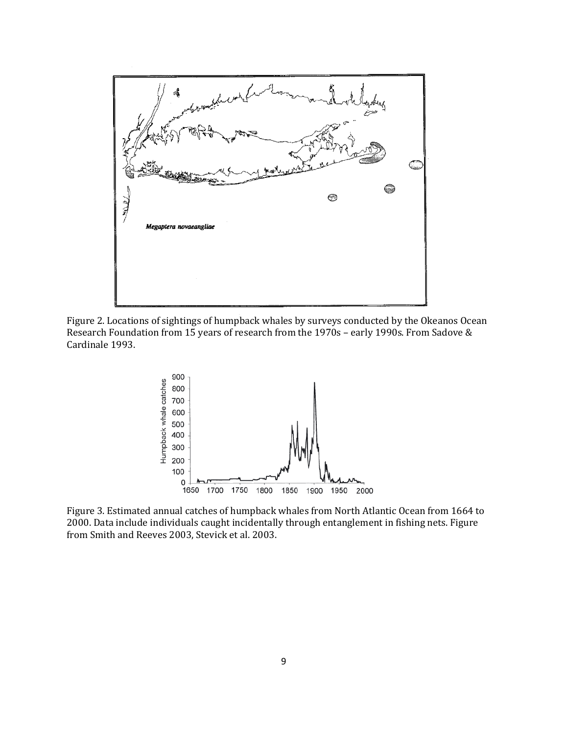Figure 2. Locations of sightings of humpback whales by surveys conducted by the Okeanos Ocean Research Foundation from 15 years of research from the 1970s – early 1990s. From Sadove & Cardinale 1993.

Figure 3. Estimated annual catches of humpback whales from North Atlantic Ocean from 1664 to 2000. Data include individuals caught incidentally through entanglement in fishing nets. Figure from Smith and Reeves 2003, Stevick et al. 2003.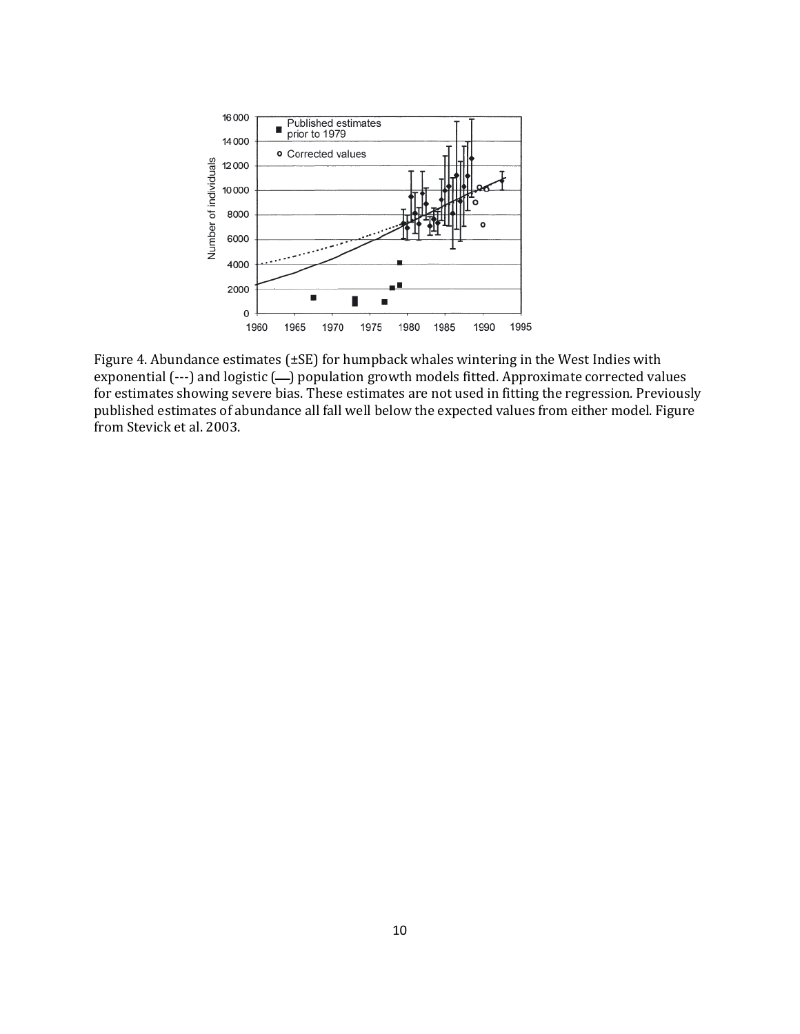Figure 4. Abundance estimates (±SE) for humpback whales wintering in the West Indies with exponential (---) and logistic (__) population growth models fitted. Approximate corrected values for estimates showing severe bias. These estimates are not used in fitting the regression. Previously published estimates of abundance all fall well below the expected values from either model. Figure from Stevick et al. 2003.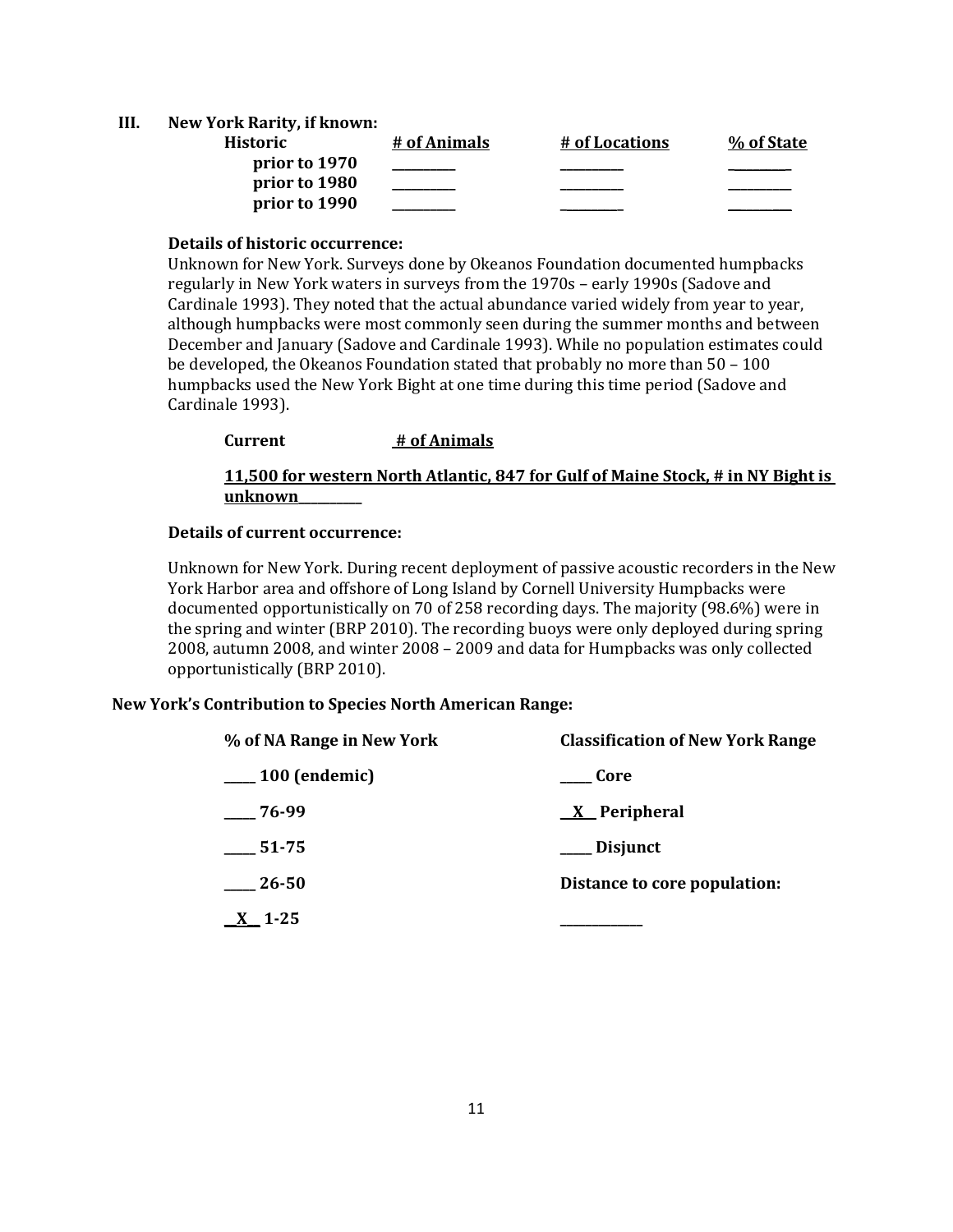## III. New York Rarity, if known:

| Historic | # of Animals | # of Locations | % of State |
|---|---|---|---|
| prior to 1970 | _________ | _________ | _________ |
| prior to 1980 | _________ | _________ | _________ |
| prior to 1990 | _________ | _________ | _________ |

**Details of historic occurrence:**

Unknown for New York. Surveys done by Okeanos Foundation documented humpbacks regularly in New York waters in surveys from the 1970s – early 1990s (Sadove and Cardinale 1993). They noted that the actual abundance varied widely from year to year, although humpbacks were most commonly seen during the summer months and between December and January (Sadove and Cardinale 1993). While no population estimates could be developed, the Okeanos Foundation stated that probably no more than 50 – 100 humpbacks used the New York Bight at one time during this time period (Sadove and Cardinale 1993).

**Current** **# of Animals**

**11,500 for western North Atlantic, 847 for Gulf of Maine Stock, # in NY Bight is unknown__________**

**Details of current occurrence:**

Unknown for New York. During recent deployment of passive acoustic recorders in the New York Harbor area and offshore of Long Island by Cornell University Humpbacks were documented opportunistically on 70 of 258 recording days. The majority (98.6%) were in the spring and winter (BRP 2010). The recording buoys were only deployed during spring 2008, autumn 2008, and winter 2008 – 2009 and data for Humpbacks was only collected opportunistically (BRP 2010).

**New York's Contribution to Species North American Range:**

| % of NA Range in New York | Classification of New York Range |
|---|---|
| _____ 100 (endemic) | _____ Core |
| _____ 76-99 | __X__ Peripheral |
| _____ 51-75 | _____ Disjunct |
| _____ 26-50 | Distance to core population: |
| __X__ 1-25 | _____________ |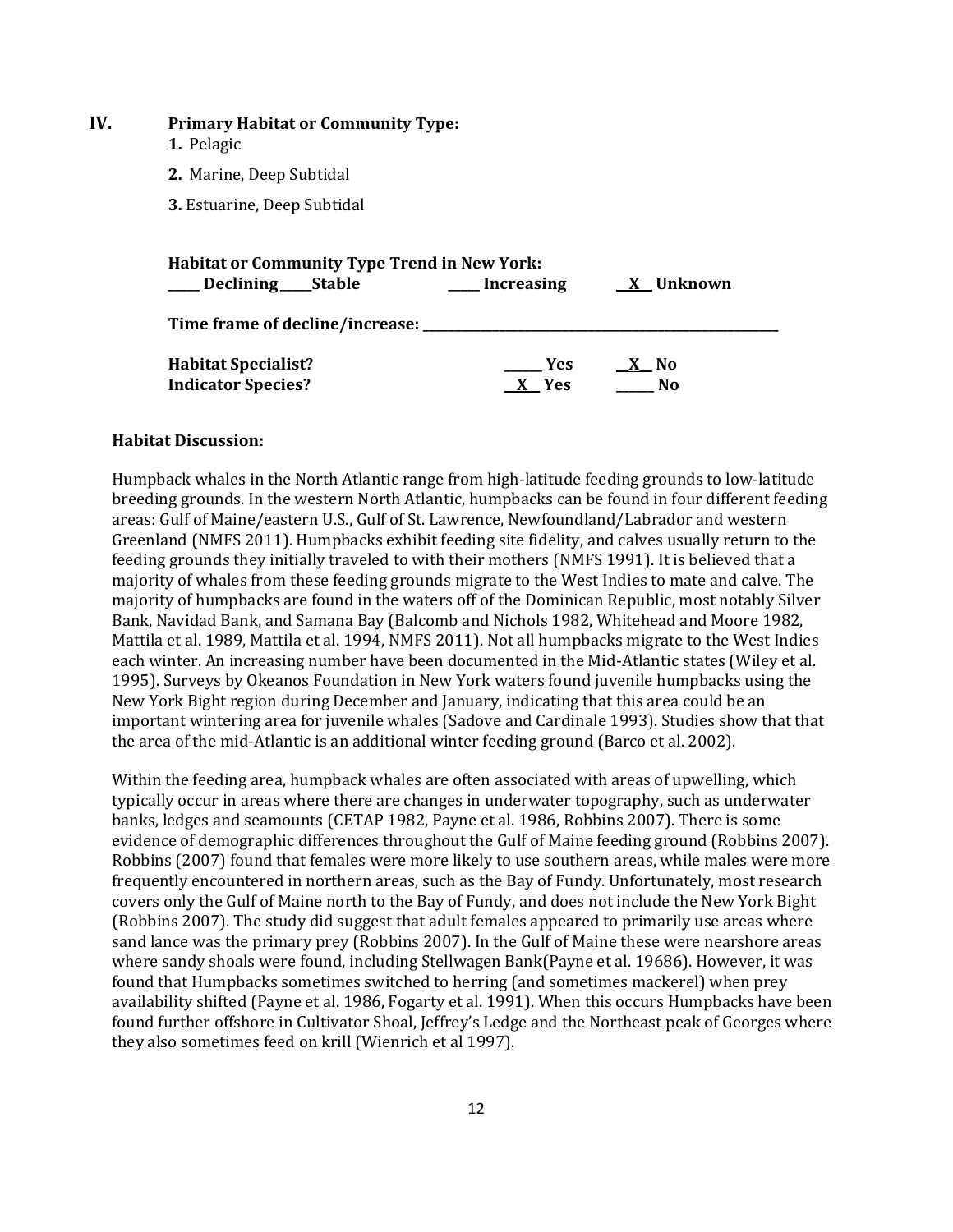## IV. Primary Habitat or Community Type:

1. Pelagic
2. Marine, Deep Subtidal
3. Estuarine, Deep Subtidal

**Habitat or Community Type Trend in New York:**

**____ Declining ____Stable ____ Increasing __X__ Unknown**

**Time frame of decline/increase: ________________________________________**

**Habitat Specialist?** ______ **Yes** __X__ **No**

**Indicator Species?** __X__ **Yes** ______ **No**

**Habitat Discussion:**

Humpback whales in the North Atlantic range from high-latitude feeding grounds to low-latitude breeding grounds. In the western North Atlantic, humpbacks can be found in four different feeding areas: Gulf of Maine/eastern U.S., Gulf of St. Lawrence, Newfoundland/Labrador and western Greenland (NMFS 2011). Humpbacks exhibit feeding site fidelity, and calves usually return to the feeding grounds they initially traveled to with their mothers (NMFS 1991). It is believed that a majority of whales from these feeding grounds migrate to the West Indies to mate and calve. The majority of humpbacks are found in the waters off of the Dominican Republic, most notably Silver Bank, Navidad Bank, and Samana Bay (Balcomb and Nichols 1982, Whitehead and Moore 1982, Mattila et al. 1989, Mattila et al. 1994, NMFS 2011). Not all humpbacks migrate to the West Indies each winter. An increasing number have been documented in the Mid-Atlantic states (Wiley et al. 1995). Surveys by Okeanos Foundation in New York waters found juvenile humpbacks using the New York Bight region during December and January, indicating that this area could be an important wintering area for juvenile whales (Sadove and Cardinale 1993). Studies show that that the area of the mid-Atlantic is an additional winter feeding ground (Barco et al. 2002).

Within the feeding area, humpback whales are often associated with areas of upwelling, which typically occur in areas where there are changes in underwater topography, such as underwater banks, ledges and seamounts (CETAP 1982, Payne et al. 1986, Robbins 2007). There is some evidence of demographic differences throughout the Gulf of Maine feeding ground (Robbins 2007). Robbins (2007) found that females were more likely to use southern areas, while males were more frequently encountered in northern areas, such as the Bay of Fundy. Unfortunately, most research covers only the Gulf of Maine north to the Bay of Fundy, and does not include the New York Bight (Robbins 2007). The study did suggest that adult females appeared to primarily use areas where sand lance was the primary prey (Robbins 2007). In the Gulf of Maine these were nearshore areas where sandy shoals were found, including Stellwagen Bank(Payne et al. 19686). However, it was found that Humpbacks sometimes switched to herring (and sometimes mackerel) when prey availability shifted (Payne et al. 1986, Fogarty et al. 1991). When this occurs Humpbacks have been found further offshore in Cultivator Shoal, Jeffrey's Ledge and the Northeast peak of Georges where they also sometimes feed on krill (Wienrich et al 1997).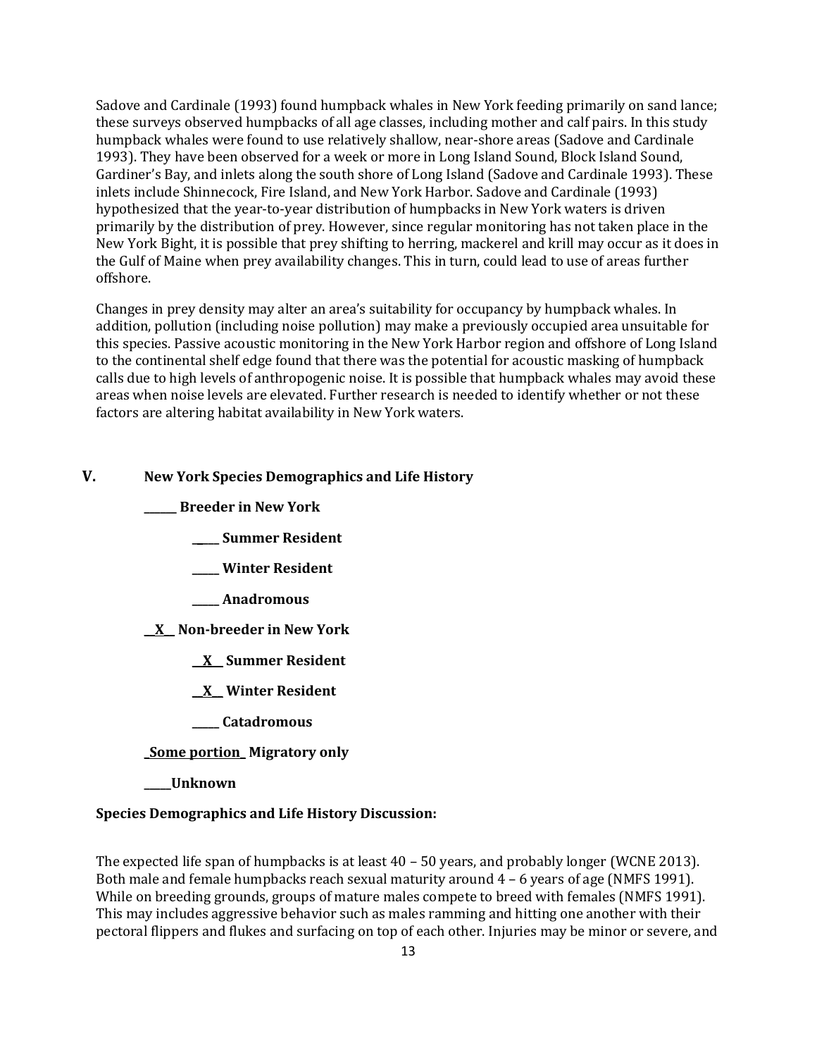Sadove and Cardinale (1993) found humpback whales in New York feeding primarily on sand lance; these surveys observed humpbacks of all age classes, including mother and calf pairs. In this study humpback whales were found to use relatively shallow, near-shore areas (Sadove and Cardinale 1993). They have been observed for a week or more in Long Island Sound, Block Island Sound, Gardiner's Bay, and inlets along the south shore of Long Island (Sadove and Cardinale 1993). These inlets include Shinnecock, Fire Island, and New York Harbor. Sadove and Cardinale (1993) hypothesized that the year-to-year distribution of humpbacks in New York waters is driven primarily by the distribution of prey. However, since regular monitoring has not taken place in the New York Bight, it is possible that prey shifting to herring, mackerel and krill may occur as it does in the Gulf of Maine when prey availability changes. This in turn, could lead to use of areas further offshore.

Changes in prey density may alter an area's suitability for occupancy by humpback whales. In addition, pollution (including noise pollution) may make a previously occupied area unsuitable for this species. Passive acoustic monitoring in the New York Harbor region and offshore of Long Island to the continental shelf edge found that there was the potential for acoustic masking of humpback calls due to high levels of anthropogenic noise. It is possible that humpback whales may avoid these areas when noise levels are elevated. Further research is needed to identify whether or not these factors are altering habitat availability in New York waters.

## V. New York Species Demographics and Life History

**______ Breeder in New York**

- **_____ Summer Resident**
- **_____ Winter Resident**
- **_____ Anadromous**

**__X__ Non-breeder in New York**

- **__X__ Summer Resident**
- **__X__ Winter Resident**
- **_____ Catadromous**

**_Some portion_ Migratory only**

**_____Unknown**

**Species Demographics and Life History Discussion:**

The expected life span of humpbacks is at least 40 – 50 years, and probably longer (WCNE 2013). Both male and female humpbacks reach sexual maturity around 4 – 6 years of age (NMFS 1991). While on breeding grounds, groups of mature males compete to breed with females (NMFS 1991). This may includes aggressive behavior such as males ramming and hitting one another with their pectoral flippers and flukes and surfacing on top of each other. Injuries may be minor or severe, and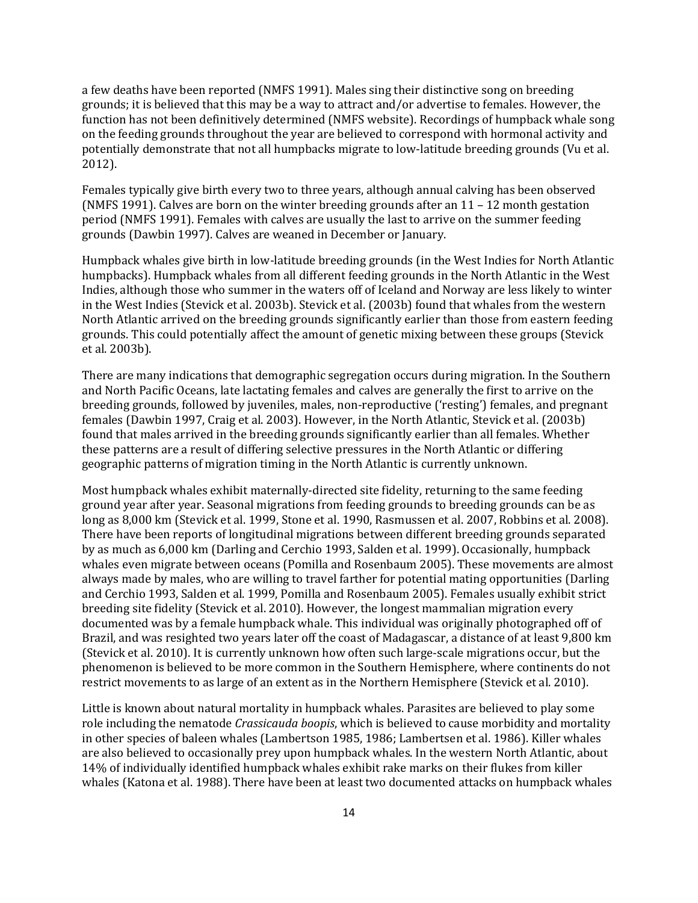a few deaths have been reported (NMFS 1991). Males sing their distinctive song on breeding grounds; it is believed that this may be a way to attract and/or advertise to females. However, the function has not been definitively determined (NMFS website). Recordings of humpback whale song on the feeding grounds throughout the year are believed to correspond with hormonal activity and potentially demonstrate that not all humpbacks migrate to low-latitude breeding grounds (Vu et al. 2012).

Females typically give birth every two to three years, although annual calving has been observed (NMFS 1991). Calves are born on the winter breeding grounds after an 11 – 12 month gestation period (NMFS 1991). Females with calves are usually the last to arrive on the summer feeding grounds (Dawbin 1997). Calves are weaned in December or January.

Humpback whales give birth in low-latitude breeding grounds (in the West Indies for North Atlantic humpbacks). Humpback whales from all different feeding grounds in the North Atlantic in the West Indies, although those who summer in the waters off of Iceland and Norway are less likely to winter in the West Indies (Stevick et al. 2003b). Stevick et al. (2003b) found that whales from the western North Atlantic arrived on the breeding grounds significantly earlier than those from eastern feeding grounds. This could potentially affect the amount of genetic mixing between these groups (Stevick et al. 2003b).

There are many indications that demographic segregation occurs during migration. In the Southern and North Pacific Oceans, late lactating females and calves are generally the first to arrive on the breeding grounds, followed by juveniles, males, non-reproductive ('resting') females, and pregnant females (Dawbin 1997, Craig et al. 2003). However, in the North Atlantic, Stevick et al. (2003b) found that males arrived in the breeding grounds significantly earlier than all females. Whether these patterns are a result of differing selective pressures in the North Atlantic or differing geographic patterns of migration timing in the North Atlantic is currently unknown.

Most humpback whales exhibit maternally-directed site fidelity, returning to the same feeding ground year after year. Seasonal migrations from feeding grounds to breeding grounds can be as long as 8,000 km (Stevick et al. 1999, Stone et al. 1990, Rasmussen et al. 2007, Robbins et al. 2008). There have been reports of longitudinal migrations between different breeding grounds separated by as much as 6,000 km (Darling and Cerchio 1993, Salden et al. 1999). Occasionally, humpback whales even migrate between oceans (Pomilla and Rosenbaum 2005). These movements are almost always made by males, who are willing to travel farther for potential mating opportunities (Darling and Cerchio 1993, Salden et al. 1999, Pomilla and Rosenbaum 2005). Females usually exhibit strict breeding site fidelity (Stevick et al. 2010). However, the longest mammalian migration every documented was by a female humpback whale. This individual was originally photographed off of Brazil, and was resighted two years later off the coast of Madagascar, a distance of at least 9,800 km (Stevick et al. 2010). It is currently unknown how often such large-scale migrations occur, but the phenomenon is believed to be more common in the Southern Hemisphere, where continents do not restrict movements to as large of an extent as in the Northern Hemisphere (Stevick et al. 2010).

Little is known about natural mortality in humpback whales. Parasites are believed to play some role including the nematode *Crassicauda boopis*, which is believed to cause morbidity and mortality in other species of baleen whales (Lambertson 1985, 1986; Lambertsen et al. 1986). Killer whales are also believed to occasionally prey upon humpback whales. In the western North Atlantic, about 14% of individually identified humpback whales exhibit rake marks on their flukes from killer whales (Katona et al. 1988). There have been at least two documented attacks on humpback whales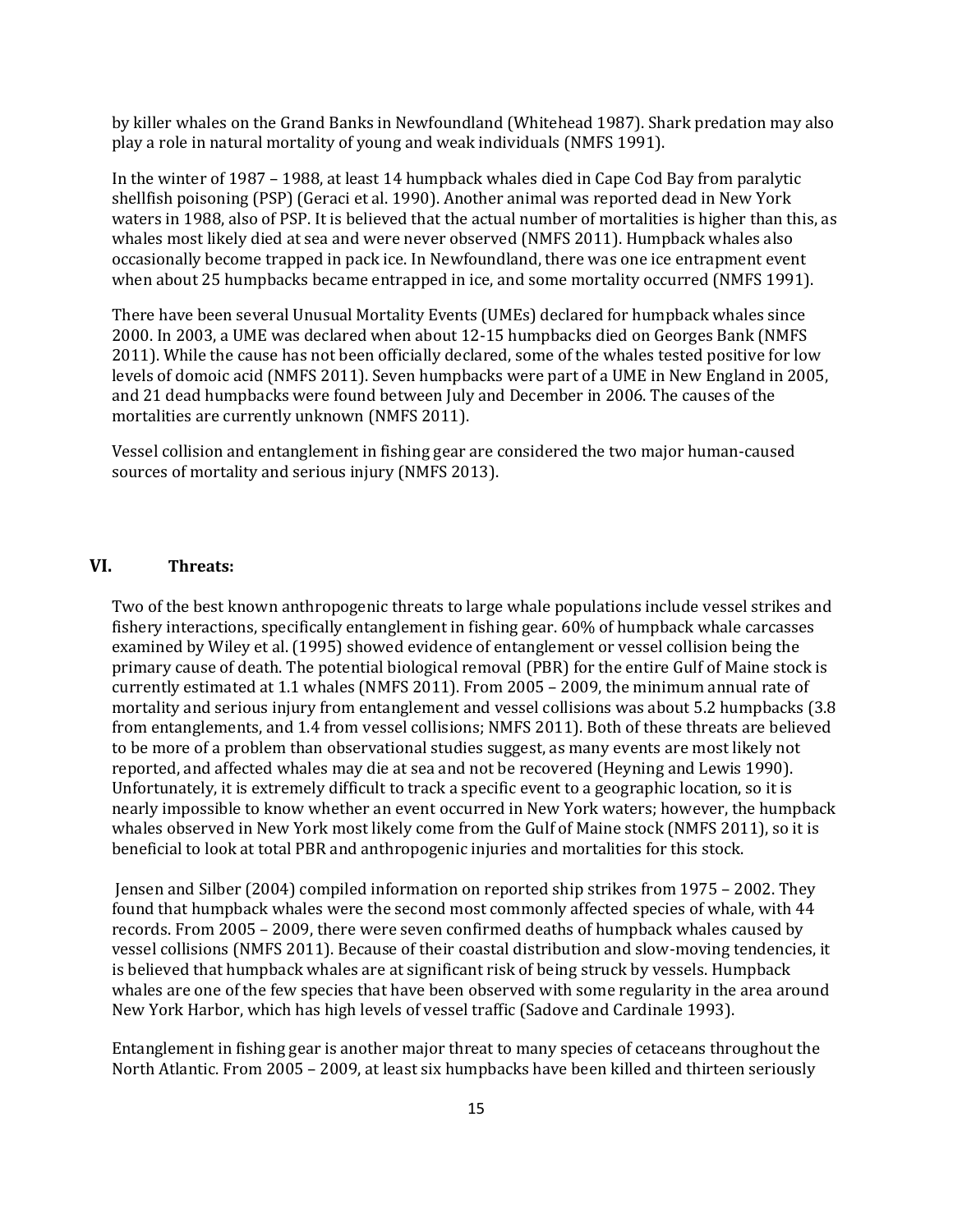by killer whales on the Grand Banks in Newfoundland (Whitehead 1987). Shark predation may also play a role in natural mortality of young and weak individuals (NMFS 1991).

In the winter of 1987 – 1988, at least 14 humpback whales died in Cape Cod Bay from paralytic shellfish poisoning (PSP) (Geraci et al. 1990). Another animal was reported dead in New York waters in 1988, also of PSP. It is believed that the actual number of mortalities is higher than this, as whales most likely died at sea and were never observed (NMFS 2011). Humpback whales also occasionally become trapped in pack ice. In Newfoundland, there was one ice entrapment event when about 25 humpbacks became entrapped in ice, and some mortality occurred (NMFS 1991).

There have been several Unusual Mortality Events (UMEs) declared for humpback whales since 2000. In 2003, a UME was declared when about 12-15 humpbacks died on Georges Bank (NMFS 2011). While the cause has not been officially declared, some of the whales tested positive for low levels of domoic acid (NMFS 2011). Seven humpbacks were part of a UME in New England in 2005, and 21 dead humpbacks were found between July and December in 2006. The causes of the mortalities are currently unknown (NMFS 2011).

Vessel collision and entanglement in fishing gear are considered the two major human-caused sources of mortality and serious injury (NMFS 2013).

## VI. Threats:

Two of the best known anthropogenic threats to large whale populations include vessel strikes and fishery interactions, specifically entanglement in fishing gear. 60% of humpback whale carcasses examined by Wiley et al. (1995) showed evidence of entanglement or vessel collision being the primary cause of death. The potential biological removal (PBR) for the entire Gulf of Maine stock is currently estimated at 1.1 whales (NMFS 2011). From 2005 – 2009, the minimum annual rate of mortality and serious injury from entanglement and vessel collisions was about 5.2 humpbacks (3.8 from entanglements, and 1.4 from vessel collisions; NMFS 2011). Both of these threats are believed to be more of a problem than observational studies suggest, as many events are most likely not reported, and affected whales may die at sea and not be recovered (Heyning and Lewis 1990). Unfortunately, it is extremely difficult to track a specific event to a geographic location, so it is nearly impossible to know whether an event occurred in New York waters; however, the humpback whales observed in New York most likely come from the Gulf of Maine stock (NMFS 2011), so it is beneficial to look at total PBR and anthropogenic injuries and mortalities for this stock.

Jensen and Silber (2004) compiled information on reported ship strikes from 1975 – 2002. They found that humpback whales were the second most commonly affected species of whale, with 44 records. From 2005 – 2009, there were seven confirmed deaths of humpback whales caused by vessel collisions (NMFS 2011). Because of their coastal distribution and slow-moving tendencies, it is believed that humpback whales are at significant risk of being struck by vessels. Humpback whales are one of the few species that have been observed with some regularity in the area around New York Harbor, which has high levels of vessel traffic (Sadove and Cardinale 1993).

Entanglement in fishing gear is another major threat to many species of cetaceans throughout the North Atlantic. From 2005 – 2009, at least six humpbacks have been killed and thirteen seriously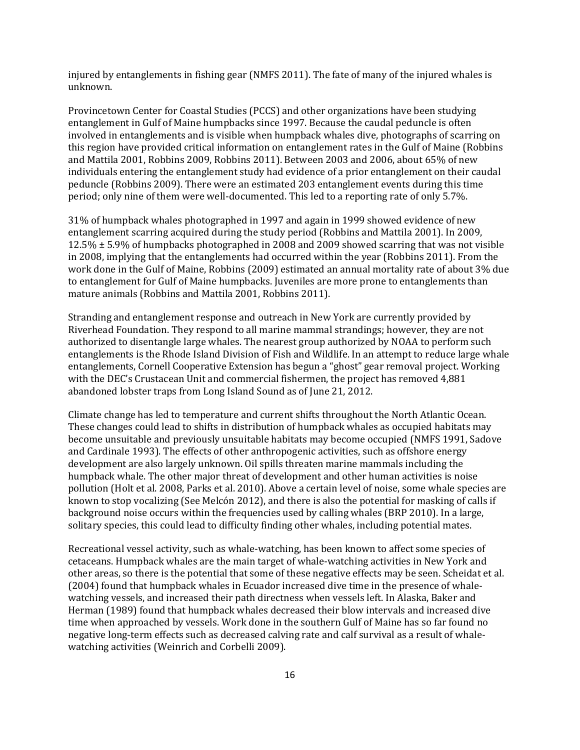injured by entanglements in fishing gear (NMFS 2011). The fate of many of the injured whales is unknown.

Provincetown Center for Coastal Studies (PCCS) and other organizations have been studying entanglement in Gulf of Maine humpbacks since 1997. Because the caudal peduncle is often involved in entanglements and is visible when humpback whales dive, photographs of scarring on this region have provided critical information on entanglement rates in the Gulf of Maine (Robbins and Mattila 2001, Robbins 2009, Robbins 2011). Between 2003 and 2006, about 65% of new individuals entering the entanglement study had evidence of a prior entanglement on their caudal peduncle (Robbins 2009). There were an estimated 203 entanglement events during this time period; only nine of them were well-documented. This led to a reporting rate of only 5.7%.

31% of humpback whales photographed in 1997 and again in 1999 showed evidence of new entanglement scarring acquired during the study period (Robbins and Mattila 2001). In 2009, 12.5% ± 5.9% of humpbacks photographed in 2008 and 2009 showed scarring that was not visible in 2008, implying that the entanglements had occurred within the year (Robbins 2011). From the work done in the Gulf of Maine, Robbins (2009) estimated an annual mortality rate of about 3% due to entanglement for Gulf of Maine humpbacks. Juveniles are more prone to entanglements than mature animals (Robbins and Mattila 2001, Robbins 2011).

Stranding and entanglement response and outreach in New York are currently provided by Riverhead Foundation. They respond to all marine mammal strandings; however, they are not authorized to disentangle large whales. The nearest group authorized by NOAA to perform such entanglements is the Rhode Island Division of Fish and Wildlife. In an attempt to reduce large whale entanglements, Cornell Cooperative Extension has begun a "ghost" gear removal project. Working with the DEC's Crustacean Unit and commercial fishermen, the project has removed 4,881 abandoned lobster traps from Long Island Sound as of June 21, 2012.

Climate change has led to temperature and current shifts throughout the North Atlantic Ocean. These changes could lead to shifts in distribution of humpback whales as occupied habitats may become unsuitable and previously unsuitable habitats may become occupied (NMFS 1991, Sadove and Cardinale 1993). The effects of other anthropogenic activities, such as offshore energy development are also largely unknown. Oil spills threaten marine mammals including the humpback whale. The other major threat of development and other human activities is noise pollution (Holt et al. 2008, Parks et al. 2010). Above a certain level of noise, some whale species are known to stop vocalizing (See Melcón 2012), and there is also the potential for masking of calls if background noise occurs within the frequencies used by calling whales (BRP 2010). In a large, solitary species, this could lead to difficulty finding other whales, including potential mates.

Recreational vessel activity, such as whale-watching, has been known to affect some species of cetaceans. Humpback whales are the main target of whale-watching activities in New York and other areas, so there is the potential that some of these negative effects may be seen. Scheidat et al. (2004) found that humpback whales in Ecuador increased dive time in the presence of whale-watching vessels, and increased their path directness when vessels left. In Alaska, Baker and Herman (1989) found that humpback whales decreased their blow intervals and increased dive time when approached by vessels. Work done in the southern Gulf of Maine has so far found no negative long-term effects such as decreased calving rate and calf survival as a result of whale-watching activities (Weinrich and Corbelli 2009).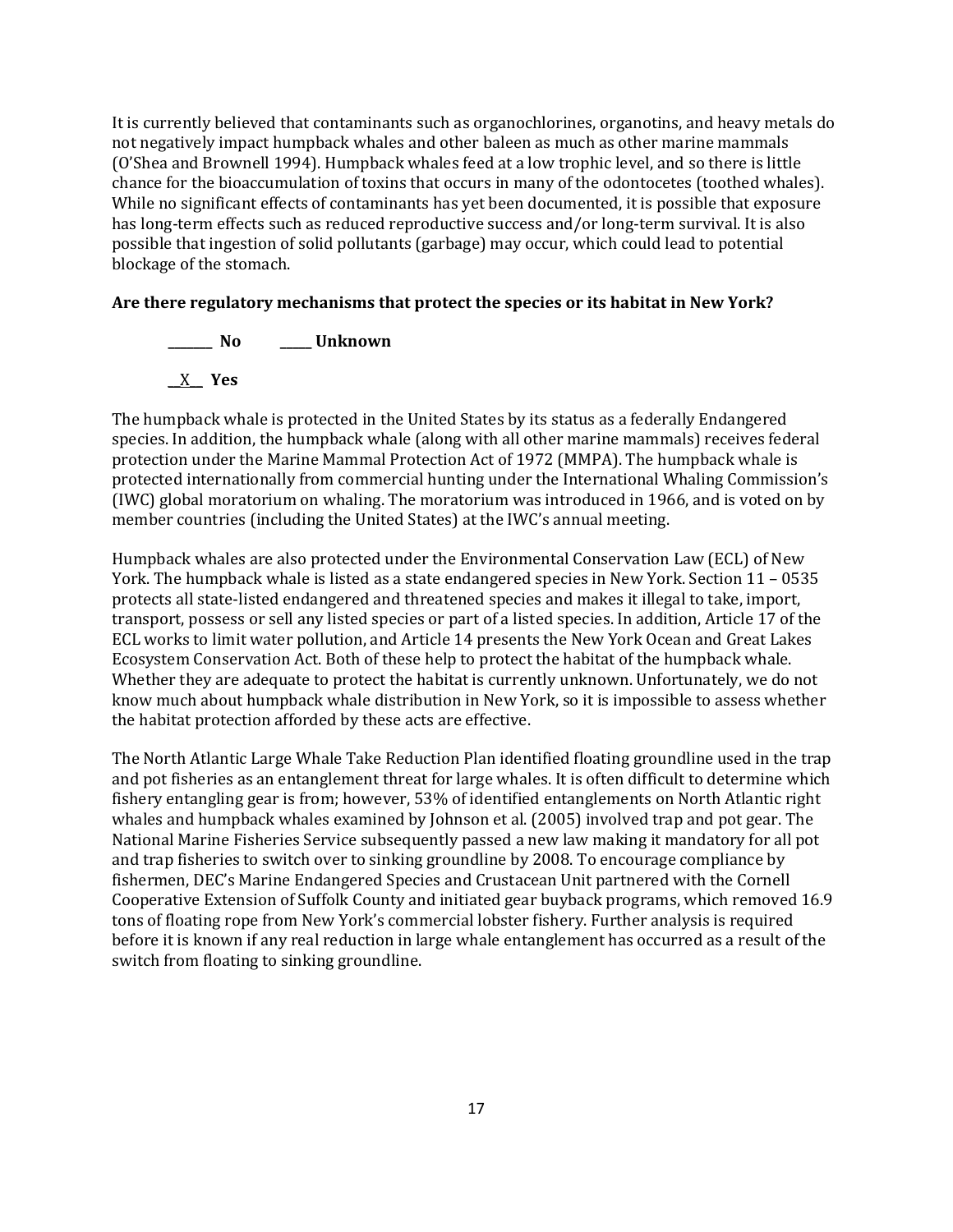It is currently believed that contaminants such as organochlorines, organotins, and heavy metals do not negatively impact humpback whales and other baleen as much as other marine mammals (O'Shea and Brownell 1994). Humpback whales feed at a low trophic level, and so there is little chance for the bioaccumulation of toxins that occurs in many of the odontocetes (toothed whales). While no significant effects of contaminants has yet been documented, it is possible that exposure has long-term effects such as reduced reproductive success and/or long-term survival. It is also possible that ingestion of solid pollutants (garbage) may occur, which could lead to potential blockage of the stomach.

**Are there regulatory mechanisms that protect the species or its habitat in New York?**

_______ **No** _____ **Unknown**

__X__ **Yes**

The humpback whale is protected in the United States by its status as a federally Endangered species. In addition, the humpback whale (along with all other marine mammals) receives federal protection under the Marine Mammal Protection Act of 1972 (MMPA). The humpback whale is protected internationally from commercial hunting under the International Whaling Commission's (IWC) global moratorium on whaling. The moratorium was introduced in 1966, and is voted on by member countries (including the United States) at the IWC's annual meeting.

Humpback whales are also protected under the Environmental Conservation Law (ECL) of New York. The humpback whale is listed as a state endangered species in New York. Section 11 – 0535 protects all state-listed endangered and threatened species and makes it illegal to take, import, transport, possess or sell any listed species or part of a listed species. In addition, Article 17 of the ECL works to limit water pollution, and Article 14 presents the New York Ocean and Great Lakes Ecosystem Conservation Act. Both of these help to protect the habitat of the humpback whale. Whether they are adequate to protect the habitat is currently unknown. Unfortunately, we do not know much about humpback whale distribution in New York, so it is impossible to assess whether the habitat protection afforded by these acts are effective.

The North Atlantic Large Whale Take Reduction Plan identified floating groundline used in the trap and pot fisheries as an entanglement threat for large whales. It is often difficult to determine which fishery entangling gear is from; however, 53% of identified entanglements on North Atlantic right whales and humpback whales examined by Johnson et al. (2005) involved trap and pot gear. The National Marine Fisheries Service subsequently passed a new law making it mandatory for all pot and trap fisheries to switch over to sinking groundline by 2008. To encourage compliance by fishermen, DEC's Marine Endangered Species and Crustacean Unit partnered with the Cornell Cooperative Extension of Suffolk County and initiated gear buyback programs, which removed 16.9 tons of floating rope from New York's commercial lobster fishery. Further analysis is required before it is known if any real reduction in large whale entanglement has occurred as a result of the switch from floating to sinking groundline.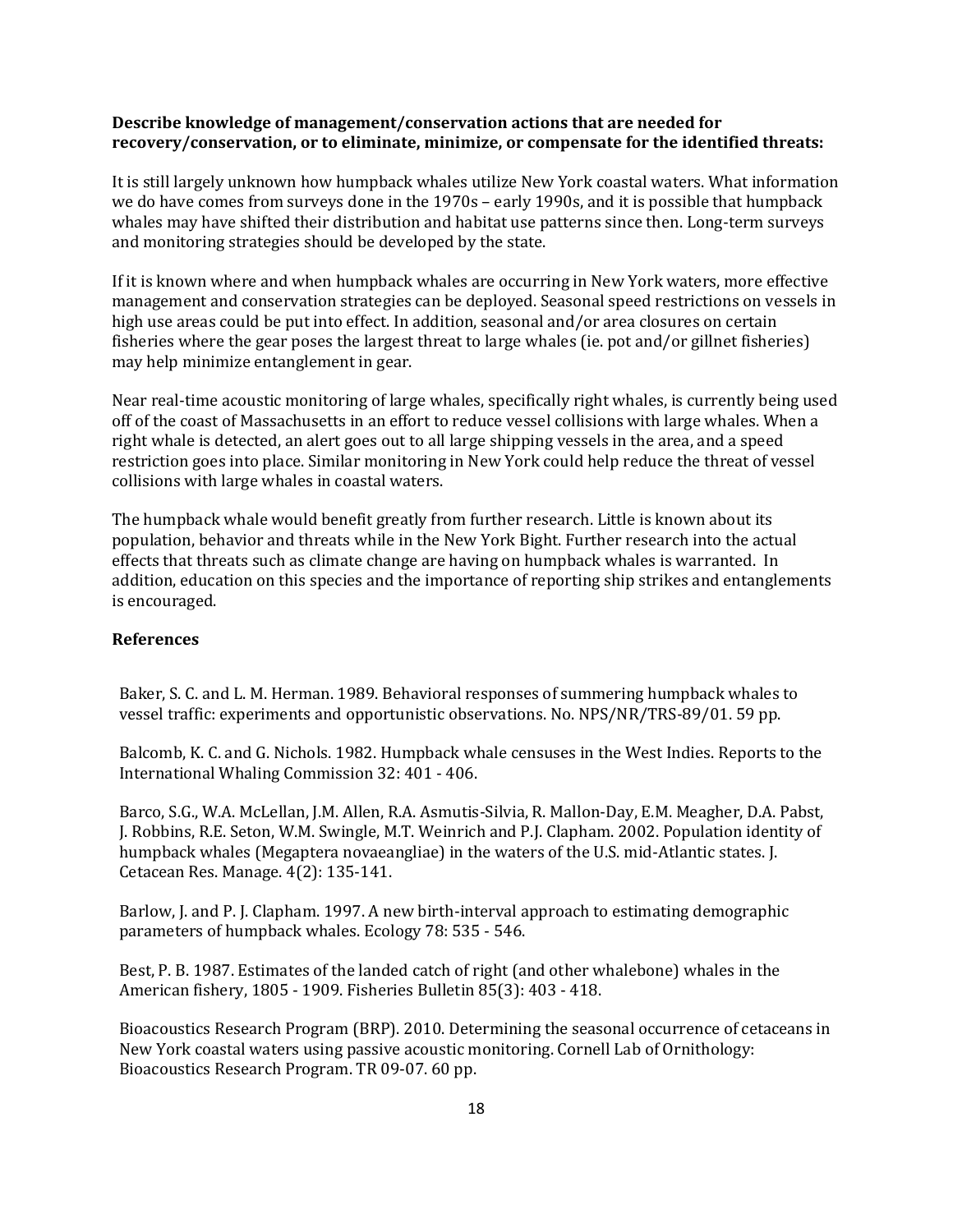**Describe knowledge of management/conservation actions that are needed for recovery/conservation, or to eliminate, minimize, or compensate for the identified threats:**

It is still largely unknown how humpback whales utilize New York coastal waters. What information we do have comes from surveys done in the 1970s – early 1990s, and it is possible that humpback whales may have shifted their distribution and habitat use patterns since then. Long-term surveys and monitoring strategies should be developed by the state.

If it is known where and when humpback whales are occurring in New York waters, more effective management and conservation strategies can be deployed. Seasonal speed restrictions on vessels in high use areas could be put into effect. In addition, seasonal and/or area closures on certain fisheries where the gear poses the largest threat to large whales (ie. pot and/or gillnet fisheries) may help minimize entanglement in gear.

Near real-time acoustic monitoring of large whales, specifically right whales, is currently being used off of the coast of Massachusetts in an effort to reduce vessel collisions with large whales. When a right whale is detected, an alert goes out to all large shipping vessels in the area, and a speed restriction goes into place. Similar monitoring in New York could help reduce the threat of vessel collisions with large whales in coastal waters.

The humpback whale would benefit greatly from further research. Little is known about its population, behavior and threats while in the New York Bight. Further research into the actual effects that threats such as climate change are having on humpback whales is warranted. In addition, education on this species and the importance of reporting ship strikes and entanglements is encouraged.

**References**

Baker, S. C. and L. M. Herman. 1989. Behavioral responses of summering humpback whales to vessel traffic: experiments and opportunistic observations. No. NPS/NR/TRS-89/01. 59 pp.

Balcomb, K. C. and G. Nichols. 1982. Humpback whale censuses in the West Indies. Reports to the International Whaling Commission 32: 401 - 406.

Barco, S.G., W.A. McLellan, J.M. Allen, R.A. Asmutis-Silvia, R. Mallon-Day, E.M. Meagher, D.A. Pabst, J. Robbins, R.E. Seton, W.M. Swingle, M.T. Weinrich and P.J. Clapham. 2002. Population identity of humpback whales (Megaptera novaeangliae) in the waters of the U.S. mid-Atlantic states. J. Cetacean Res. Manage. 4(2): 135-141.

Barlow, J. and P. J. Clapham. 1997. A new birth-interval approach to estimating demographic parameters of humpback whales. Ecology 78: 535 - 546.

Best, P. B. 1987. Estimates of the landed catch of right (and other whalebone) whales in the American fishery, 1805 - 1909. Fisheries Bulletin 85(3): 403 - 418.

Bioacoustics Research Program (BRP). 2010. Determining the seasonal occurrence of cetaceans in New York coastal waters using passive acoustic monitoring. Cornell Lab of Ornithology: Bioacoustics Research Program. TR 09-07. 60 pp.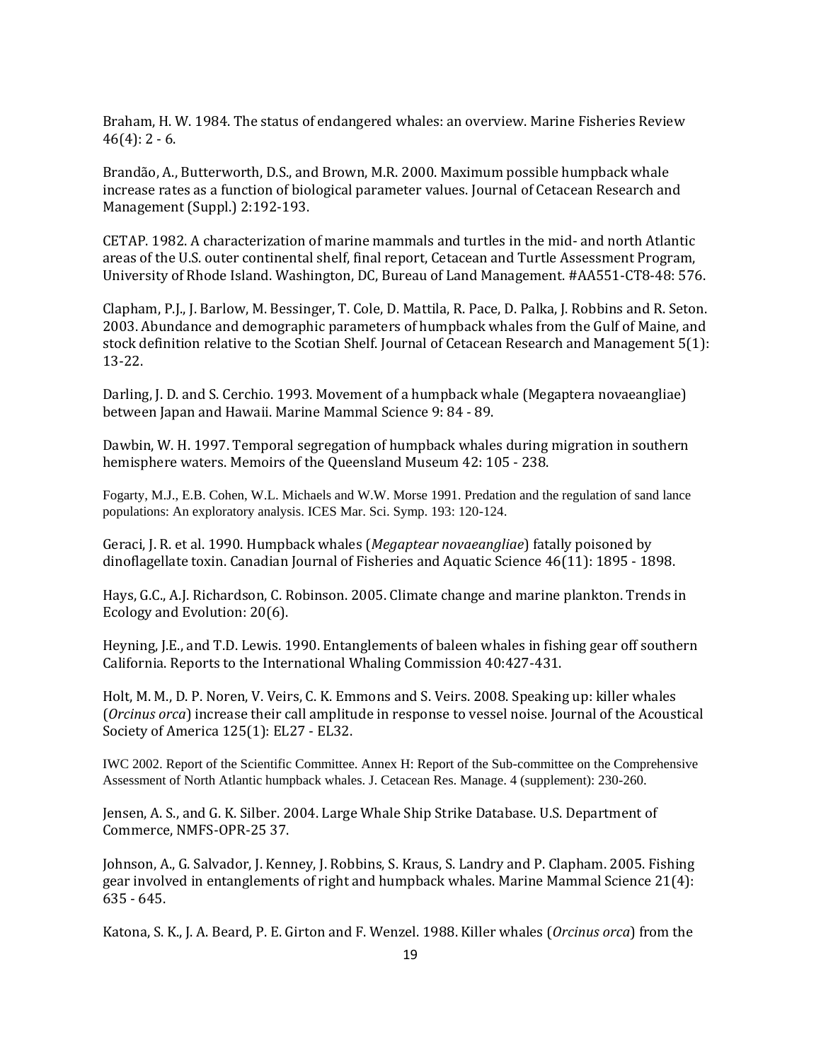Braham, H. W. 1984. The status of endangered whales: an overview. Marine Fisheries Review 46(4): 2 - 6.

Brandão, A., Butterworth, D.S., and Brown, M.R. 2000. Maximum possible humpback whale increase rates as a function of biological parameter values. Journal of Cetacean Research and Management (Suppl.) 2:192-193.

CETAP. 1982. A characterization of marine mammals and turtles in the mid- and north Atlantic areas of the U.S. outer continental shelf, final report, Cetacean and Turtle Assessment Program, University of Rhode Island. Washington, DC, Bureau of Land Management. #AA551-CT8-48: 576.

Clapham, P.J., J. Barlow, M. Bessinger, T. Cole, D. Mattila, R. Pace, D. Palka, J. Robbins and R. Seton. 2003. Abundance and demographic parameters of humpback whales from the Gulf of Maine, and stock definition relative to the Scotian Shelf. Journal of Cetacean Research and Management 5(1): 13-22.

Darling, J. D. and S. Cerchio. 1993. Movement of a humpback whale (Megaptera novaeangliae) between Japan and Hawaii. Marine Mammal Science 9: 84 - 89.

Dawbin, W. H. 1997. Temporal segregation of humpback whales during migration in southern hemisphere waters. Memoirs of the Queensland Museum 42: 105 - 238.

Fogarty, M.J., E.B. Cohen, W.L. Michaels and W.W. Morse 1991. Predation and the regulation of sand lance populations: An exploratory analysis. ICES Mar. Sci. Symp. 193: 120-124.

Geraci, J. R. et al. 1990. Humpback whales (*Megaptear novaeangliae*) fatally poisoned by dinoflagellate toxin. Canadian Journal of Fisheries and Aquatic Science 46(11): 1895 - 1898.

Hays, G.C., A.J. Richardson, C. Robinson. 2005. Climate change and marine plankton. Trends in Ecology and Evolution: 20(6).

Heyning, J.E., and T.D. Lewis. 1990. Entanglements of baleen whales in fishing gear off southern California. Reports to the International Whaling Commission 40:427-431.

Holt, M. M., D. P. Noren, V. Veirs, C. K. Emmons and S. Veirs. 2008. Speaking up: killer whales (*Orcinus orca*) increase their call amplitude in response to vessel noise. Journal of the Acoustical Society of America 125(1): EL27 - EL32.

IWC 2002. Report of the Scientific Committee. Annex H: Report of the Sub-committee on the Comprehensive Assessment of North Atlantic humpback whales. J. Cetacean Res. Manage. 4 (supplement): 230-260.

Jensen, A. S., and G. K. Silber. 2004. Large Whale Ship Strike Database. U.S. Department of Commerce, NMFS-OPR-25 37.

Johnson, A., G. Salvador, J. Kenney, J. Robbins, S. Kraus, S. Landry and P. Clapham. 2005. Fishing gear involved in entanglements of right and humpback whales. Marine Mammal Science 21(4): 635 - 645.

Katona, S. K., J. A. Beard, P. E. Girton and F. Wenzel. 1988. Killer whales (*Orcinus orca*) from the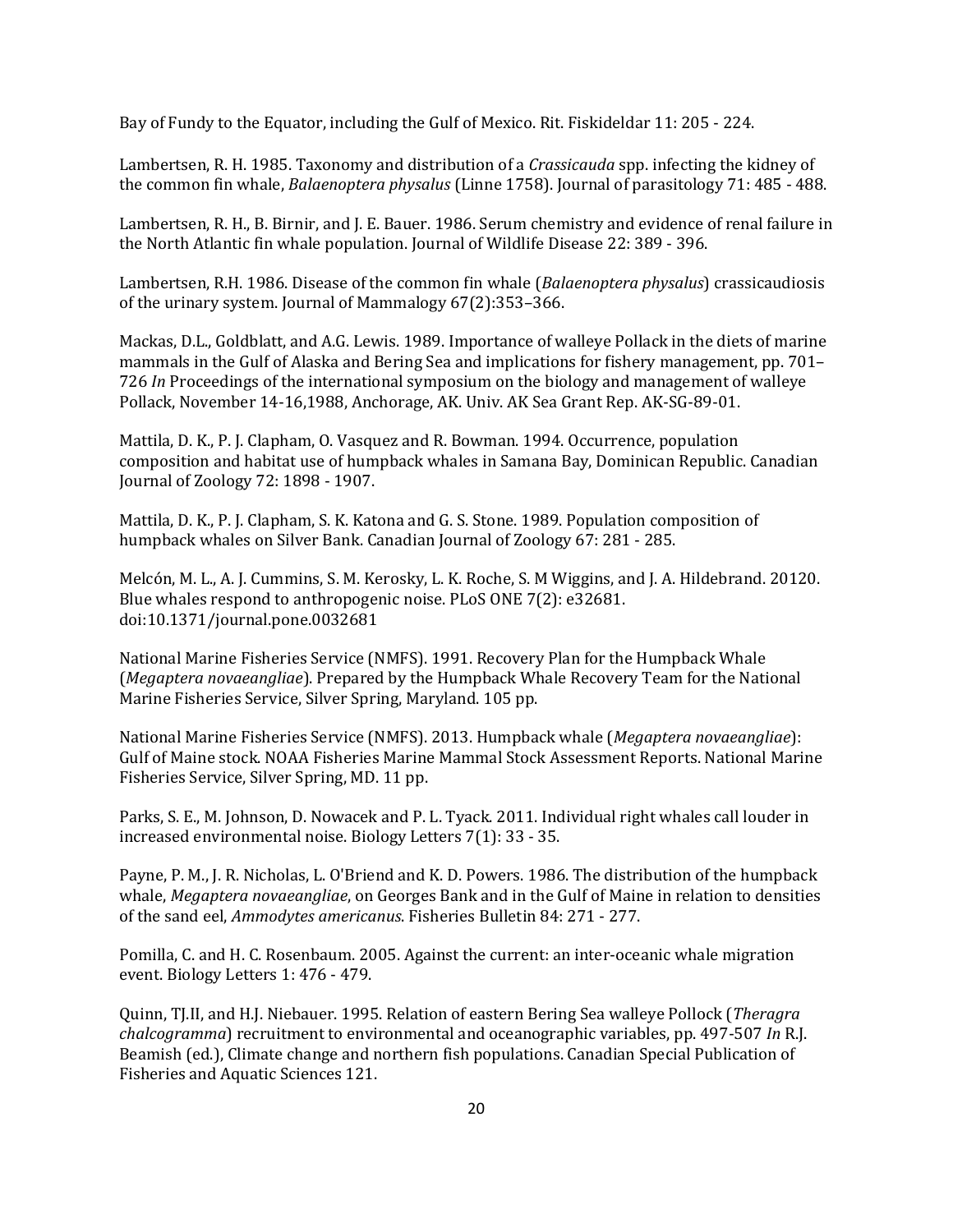Bay of Fundy to the Equator, including the Gulf of Mexico. Rit. Fiskideldar 11: 205 - 224.

Lambertsen, R. H. 1985. Taxonomy and distribution of a *Crassicauda* spp. infecting the kidney of the common fin whale, *Balaenoptera physalus* (Linne 1758). Journal of parasitology 71: 485 - 488.

Lambertsen, R. H., B. Birnir, and J. E. Bauer. 1986. Serum chemistry and evidence of renal failure in the North Atlantic fin whale population. Journal of Wildlife Disease 22: 389 - 396.

Lambertsen, R.H. 1986. Disease of the common fin whale (*Balaenoptera physalus*) crassicaudiosis of the urinary system. Journal of Mammalogy 67(2):353–366.

Mackas, D.L., Goldblatt, and A.G. Lewis. 1989. Importance of walleye Pollack in the diets of marine mammals in the Gulf of Alaska and Bering Sea and implications for fishery management, pp. 701–726 *In* Proceedings of the international symposium on the biology and management of walleye Pollack, November 14-16,1988, Anchorage, AK. Univ. AK Sea Grant Rep. AK-SG-89-01.

Mattila, D. K., P. J. Clapham, O. Vasquez and R. Bowman. 1994. Occurrence, population composition and habitat use of humpback whales in Samana Bay, Dominican Republic. Canadian Journal of Zoology 72: 1898 - 1907.

Mattila, D. K., P. J. Clapham, S. K. Katona and G. S. Stone. 1989. Population composition of humpback whales on Silver Bank. Canadian Journal of Zoology 67: 281 - 285.

Melcón, M. L., A. J. Cummins, S. M. Kerosky, L. K. Roche, S. M Wiggins, and J. A. Hildebrand. 20120. Blue whales respond to anthropogenic noise. PLoS ONE 7(2): e32681. doi:10.1371/journal.pone.0032681

National Marine Fisheries Service (NMFS). 1991. Recovery Plan for the Humpback Whale (*Megaptera novaeangliae*). Prepared by the Humpback Whale Recovery Team for the National Marine Fisheries Service, Silver Spring, Maryland. 105 pp.

National Marine Fisheries Service (NMFS). 2013. Humpback whale (*Megaptera novaeangliae*): Gulf of Maine stock. NOAA Fisheries Marine Mammal Stock Assessment Reports. National Marine Fisheries Service, Silver Spring, MD. 11 pp.

Parks, S. E., M. Johnson, D. Nowacek and P. L. Tyack. 2011. Individual right whales call louder in increased environmental noise. Biology Letters 7(1): 33 - 35.

Payne, P. M., J. R. Nicholas, L. O'Briend and K. D. Powers. 1986. The distribution of the humpback whale, *Megaptera novaeangliae*, on Georges Bank and in the Gulf of Maine in relation to densities of the sand eel, *Ammodytes americanus*. Fisheries Bulletin 84: 271 - 277.

Pomilla, C. and H. C. Rosenbaum. 2005. Against the current: an inter-oceanic whale migration event. Biology Letters 1: 476 - 479.

Quinn, TJ.II, and H.J. Niebauer. 1995. Relation of eastern Bering Sea walleye Pollock (*Theragra chalcogramma*) recruitment to environmental and oceanographic variables, pp. 497-507 *In* R.J. Beamish (ed.), Climate change and northern fish populations. Canadian Special Publication of Fisheries and Aquatic Sciences 121.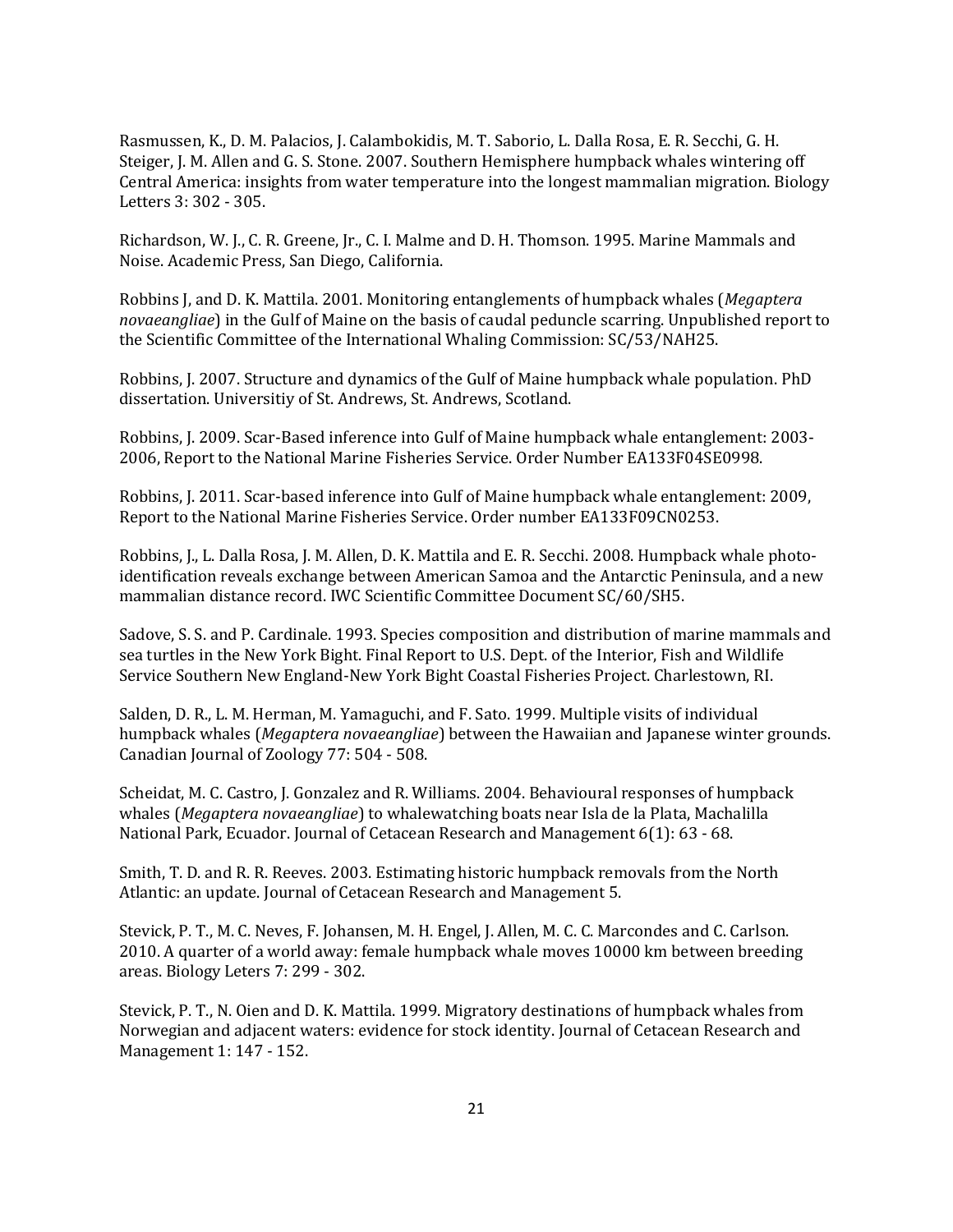Rasmussen, K., D. M. Palacios, J. Calambokidis, M. T. Saborio, L. Dalla Rosa, E. R. Secchi, G. H. Steiger, J. M. Allen and G. S. Stone. 2007. Southern Hemisphere humpback whales wintering off Central America: insights from water temperature into the longest mammalian migration. Biology Letters 3: 302 - 305.

Richardson, W. J., C. R. Greene, Jr., C. I. Malme and D. H. Thomson. 1995. Marine Mammals and Noise. Academic Press, San Diego, California.

Robbins J, and D. K. Mattila. 2001. Monitoring entanglements of humpback whales (*Megaptera novaeangliae*) in the Gulf of Maine on the basis of caudal peduncle scarring. Unpublished report to the Scientific Committee of the International Whaling Commission: SC/53/NAH25.

Robbins, J. 2007. Structure and dynamics of the Gulf of Maine humpback whale population. PhD dissertation. Universitiy of St. Andrews, St. Andrews, Scotland.

Robbins, J. 2009. Scar-Based inference into Gulf of Maine humpback whale entanglement: 2003-2006, Report to the National Marine Fisheries Service. Order Number EA133F04SE0998.

Robbins, J. 2011. Scar-based inference into Gulf of Maine humpback whale entanglement: 2009, Report to the National Marine Fisheries Service. Order number EA133F09CN0253.

Robbins, J., L. Dalla Rosa, J. M. Allen, D. K. Mattila and E. R. Secchi. 2008. Humpback whale photo-identification reveals exchange between American Samoa and the Antarctic Peninsula, and a new mammalian distance record. IWC Scientific Committee Document SC/60/SH5.

Sadove, S. S. and P. Cardinale. 1993. Species composition and distribution of marine mammals and sea turtles in the New York Bight. Final Report to U.S. Dept. of the Interior, Fish and Wildlife Service Southern New England-New York Bight Coastal Fisheries Project. Charlestown, RI.

Salden, D. R., L. M. Herman, M. Yamaguchi, and F. Sato. 1999. Multiple visits of individual humpback whales (*Megaptera novaeangliae*) between the Hawaiian and Japanese winter grounds. Canadian Journal of Zoology 77: 504 - 508.

Scheidat, M. C. Castro, J. Gonzalez and R. Williams. 2004. Behavioural responses of humpback whales (*Megaptera novaeangliae*) to whalewatching boats near Isla de la Plata, Machalilla National Park, Ecuador. Journal of Cetacean Research and Management 6(1): 63 - 68.

Smith, T. D. and R. R. Reeves. 2003. Estimating historic humpback removals from the North Atlantic: an update. Journal of Cetacean Research and Management 5.

Stevick, P. T., M. C. Neves, F. Johansen, M. H. Engel, J. Allen, M. C. C. Marcondes and C. Carlson. 2010. A quarter of a world away: female humpback whale moves 10000 km between breeding areas. Biology Leters 7: 299 - 302.

Stevick, P. T., N. Oien and D. K. Mattila. 1999. Migratory destinations of humpback whales from Norwegian and adjacent waters: evidence for stock identity. Journal of Cetacean Research and Management 1: 147 - 152.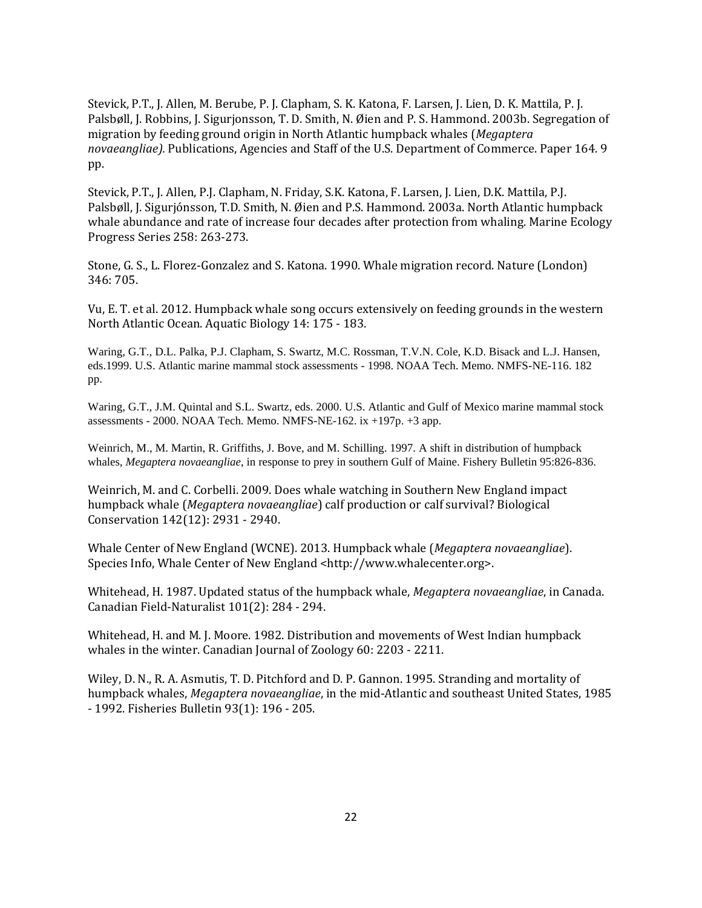Stevick, P.T., J. Allen, M. Berube, P. J. Clapham, S. K. Katona, F. Larsen, J. Lien, D. K. Mattila, P. J. Palsbøll, J. Robbins, J. Sigurjonsson, T. D. Smith, N. Øien and P. S. Hammond. 2003b. Segregation of migration by feeding ground origin in North Atlantic humpback whales (*Megaptera novaeangliae).* Publications, Agencies and Staff of the U.S. Department of Commerce. Paper 164. 9 pp.

Stevick, P.T., J. Allen, P.J. Clapham, N. Friday, S.K. Katona, F. Larsen, J. Lien, D.K. Mattila, P.J. Palsbøll, J. Sigurjónsson, T.D. Smith, N. Øien and P.S. Hammond. 2003a. North Atlantic humpback whale abundance and rate of increase four decades after protection from whaling. Marine Ecology Progress Series 258: 263-273.

Stone, G. S., L. Florez-Gonzalez and S. Katona. 1990. Whale migration record. Nature (London) 346: 705.

Vu, E. T. et al. 2012. Humpback whale song occurs extensively on feeding grounds in the western North Atlantic Ocean. Aquatic Biology 14: 175 - 183.

Waring, G.T., D.L. Palka, P.J. Clapham, S. Swartz, M.C. Rossman, T.V.N. Cole, K.D. Bisack and L.J. Hansen, eds.1999. U.S. Atlantic marine mammal stock assessments - 1998. NOAA Tech. Memo. NMFS-NE-116. 182 pp.

Waring, G.T., J.M. Quintal and S.L. Swartz, eds. 2000. U.S. Atlantic and Gulf of Mexico marine mammal stock assessments - 2000. NOAA Tech. Memo. NMFS-NE-162. ix +197p. +3 app.

Weinrich, M., M. Martin, R. Griffiths, J. Bove, and M. Schilling. 1997. A shift in distribution of humpback whales, *Megaptera novaeangliae*, in response to prey in southern Gulf of Maine. Fishery Bulletin 95:826-836.

Weinrich, M. and C. Corbelli. 2009. Does whale watching in Southern New England impact humpback whale (*Megaptera novaeangliae*) calf production or calf survival? Biological Conservation 142(12): 2931 - 2940.

Whale Center of New England (WCNE). 2013. Humpback whale (*Megaptera novaeangliae*). Species Info, Whale Center of New England <http://www.whalecenter.org>.

Whitehead, H. 1987. Updated status of the humpback whale, *Megaptera novaeangliae*, in Canada. Canadian Field-Naturalist 101(2): 284 - 294.

Whitehead, H. and M. J. Moore. 1982. Distribution and movements of West Indian humpback whales in the winter. Canadian Journal of Zoology 60: 2203 - 2211.

Wiley, D. N., R. A. Asmutis, T. D. Pitchford and D. P. Gannon. 1995. Stranding and mortality of humpback whales, *Megaptera novaeangliae*, in the mid-Atlantic and southeast United States, 1985 - 1992. Fisheries Bulletin 93(1): 196 - 205.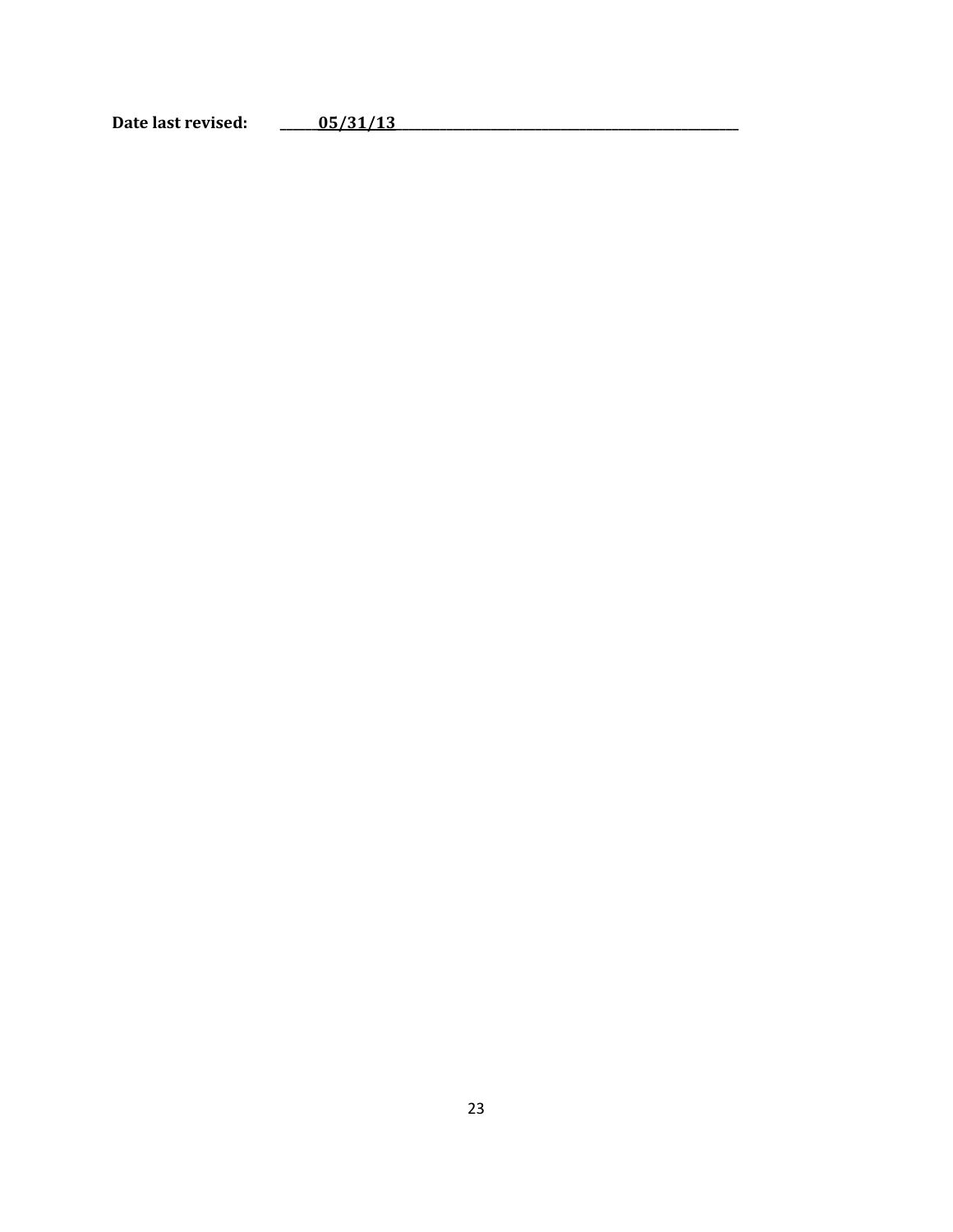**Date last revised:** 05/31/13